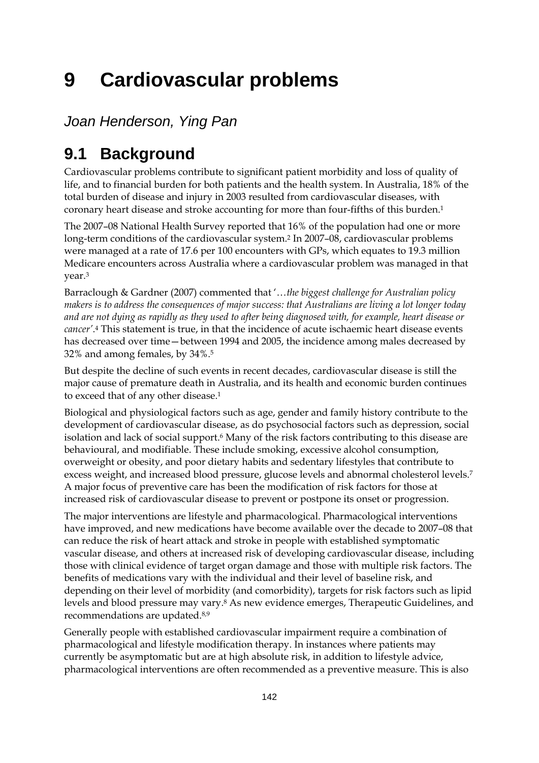# 9 Cardiovascular problems

*Joan Henderson, Ying Pan*

## 9.1 Background

Cardiovascular problems contribute to significant patient morbidity and loss of quality of life, and to financial burden for both patients and the health system. In Australia, 18% of the total burden of disease and injury in 2003 resulted from cardiovascular diseases, with coronary heart disease and stroke accounting for more than four-fifths of this burden.[1]

The 2007–08 National Health Survey reported that 16% of the population had one or more long-term conditions of the cardiovascular system.[2] In 2007–08, cardiovascular problems were managed at a rate of 17.6 per 100 encounters with GPs, which equates to 19.3 million Medicare encounters across Australia where a cardiovascular problem was managed in that year.[3]

Barraclough & Gardner (2007) commented that '…*the biggest challenge for Australian policy makers is to address the consequences of major success: that Australians are living a lot longer today and are not dying as rapidly as they used to after being diagnosed with, for example, heart disease or cancer*'.[4] This statement is true, in that the incidence of acute ischaemic heart disease events has decreased over time—between 1994 and 2005, the incidence among males decreased by 32% and among females, by 34%.[5]

But despite the decline of such events in recent decades, cardiovascular disease is still the major cause of premature death in Australia, and its health and economic burden continues to exceed that of any other disease.[1]

Biological and physiological factors such as age, gender and family history contribute to the development of cardiovascular disease, as do psychosocial factors such as depression, social isolation and lack of social support.[6] Many of the risk factors contributing to this disease are behavioural, and modifiable. These include smoking, excessive alcohol consumption, overweight or obesity, and poor dietary habits and sedentary lifestyles that contribute to excess weight, and increased blood pressure, glucose levels and abnormal cholesterol levels.[7] A major focus of preventive care has been the modification of risk factors for those at increased risk of cardiovascular disease to prevent or postpone its onset or progression.

The major interventions are lifestyle and pharmacological. Pharmacological interventions have improved, and new medications have become available over the decade to 2007–08 that can reduce the risk of heart attack and stroke in people with established symptomatic vascular disease, and others at increased risk of developing cardiovascular disease, including those with clinical evidence of target organ damage and those with multiple risk factors. The benefits of medications vary with the individual and their level of baseline risk, and depending on their level of morbidity (and comorbidity), targets for risk factors such as lipid levels and blood pressure may vary.[8] As new evidence emerges, Therapeutic Guidelines, and recommendations are updated.[8,9]

Generally people with established cardiovascular impairment require a combination of pharmacological and lifestyle modification therapy. In instances where patients may currently be asymptomatic but are at high absolute risk, in addition to lifestyle advice, pharmacological interventions are often recommended as a preventive measure. This is also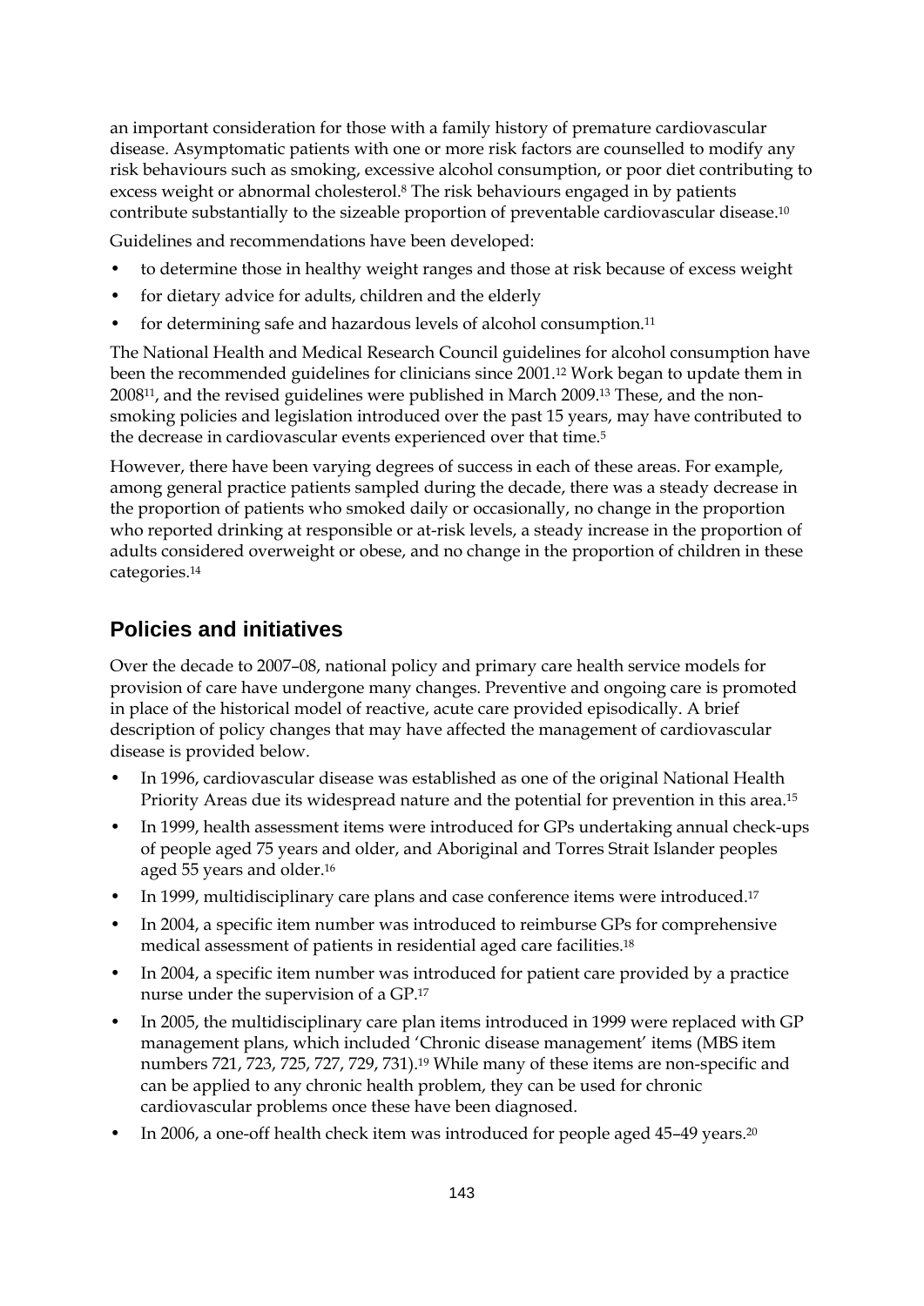an important consideration for those with a family history of premature cardiovascular disease. Asymptomatic patients with one or more risk factors are counselled to modify any risk behaviours such as smoking, excessive alcohol consumption, or poor diet contributing to excess weight or abnormal cholesterol.[8] The risk behaviours engaged in by patients contribute substantially to the sizeable proportion of preventable cardiovascular disease.[10]

Guidelines and recommendations have been developed:

- to determine those in healthy weight ranges and those at risk because of excess weight
- for dietary advice for adults, children and the elderly
- for determining safe and hazardous levels of alcohol consumption.[11]

The National Health and Medical Research Council guidelines for alcohol consumption have been the recommended guidelines for clinicians since 2001.[12] Work began to update them in 2008[11], and the revised guidelines were published in March 2009.[13] These, and the non-smoking policies and legislation introduced over the past 15 years, may have contributed to the decrease in cardiovascular events experienced over that time.[5]

However, there have been varying degrees of success in each of these areas. For example, among general practice patients sampled during the decade, there was a steady decrease in the proportion of patients who smoked daily or occasionally, no change in the proportion who reported drinking at responsible or at-risk levels, a steady increase in the proportion of adults considered overweight or obese, and no change in the proportion of children in these categories.[14]

## Policies and initiatives

Over the decade to 2007–08, national policy and primary care health service models for provision of care have undergone many changes. Preventive and ongoing care is promoted in place of the historical model of reactive, acute care provided episodically. A brief description of policy changes that may have affected the management of cardiovascular disease is provided below.

- In 1996, cardiovascular disease was established as one of the original National Health Priority Areas due its widespread nature and the potential for prevention in this area.[15]
- In 1999, health assessment items were introduced for GPs undertaking annual check-ups of people aged 75 years and older, and Aboriginal and Torres Strait Islander peoples aged 55 years and older.[16]
- In 1999, multidisciplinary care plans and case conference items were introduced.[17]
- In 2004, a specific item number was introduced to reimburse GPs for comprehensive medical assessment of patients in residential aged care facilities.[18]
- In 2004, a specific item number was introduced for patient care provided by a practice nurse under the supervision of a GP.[17]
- In 2005, the multidisciplinary care plan items introduced in 1999 were replaced with GP management plans, which included 'Chronic disease management' items (MBS item numbers 721, 723, 725, 727, 729, 731).[19] While many of these items are non-specific and can be applied to any chronic health problem, they can be used for chronic cardiovascular problems once these have been diagnosed.
- In 2006, a one-off health check item was introduced for people aged 45–49 years.[20]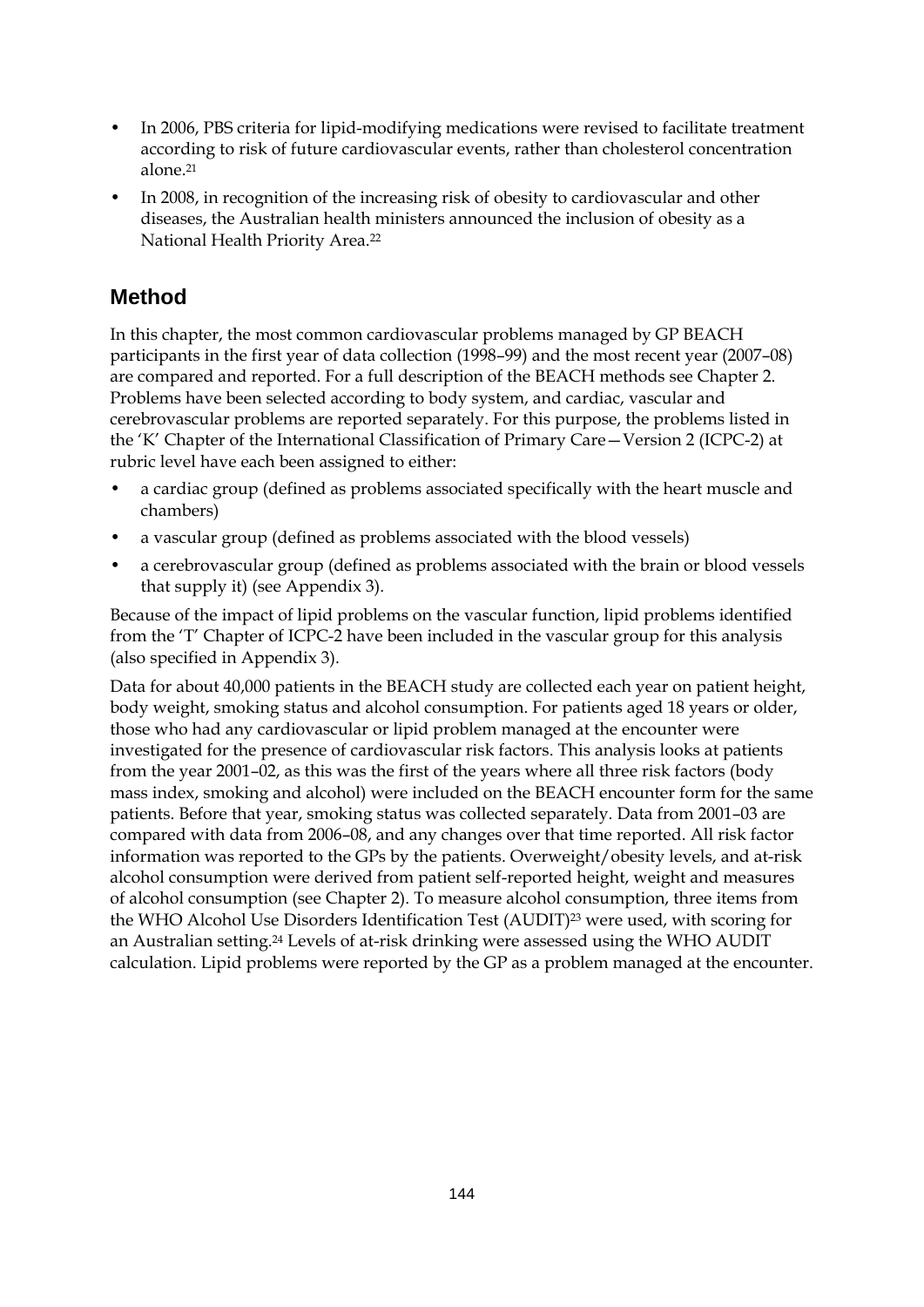- In 2006, PBS criteria for lipid-modifying medications were revised to facilitate treatment according to risk of future cardiovascular events, rather than cholesterol concentration alone.[21]
- In 2008, in recognition of the increasing risk of obesity to cardiovascular and other diseases, the Australian health ministers announced the inclusion of obesity as a National Health Priority Area.[22]

## Method

In this chapter, the most common cardiovascular problems managed by GP BEACH participants in the first year of data collection (1998–99) and the most recent year (2007–08) are compared and reported. For a full description of the BEACH methods see Chapter 2. Problems have been selected according to body system, and cardiac, vascular and cerebrovascular problems are reported separately. For this purpose, the problems listed in the 'K' Chapter of the International Classification of Primary Care—Version 2 (ICPC-2) at rubric level have each been assigned to either:

- a cardiac group (defined as problems associated specifically with the heart muscle and chambers)
- a vascular group (defined as problems associated with the blood vessels)
- a cerebrovascular group (defined as problems associated with the brain or blood vessels that supply it) (see Appendix 3).

Because of the impact of lipid problems on the vascular function, lipid problems identified from the 'T' Chapter of ICPC-2 have been included in the vascular group for this analysis (also specified in Appendix 3).

Data for about 40,000 patients in the BEACH study are collected each year on patient height, body weight, smoking status and alcohol consumption. For patients aged 18 years or older, those who had any cardiovascular or lipid problem managed at the encounter were investigated for the presence of cardiovascular risk factors. This analysis looks at patients from the year 2001–02, as this was the first of the years where all three risk factors (body mass index, smoking and alcohol) were included on the BEACH encounter form for the same patients. Before that year, smoking status was collected separately. Data from 2001–03 are compared with data from 2006–08, and any changes over that time reported. All risk factor information was reported to the GPs by the patients. Overweight/obesity levels, and at-risk alcohol consumption were derived from patient self-reported height, weight and measures of alcohol consumption (see Chapter 2). To measure alcohol consumption, three items from the WHO Alcohol Use Disorders Identification Test (AUDIT)[23] were used, with scoring for an Australian setting.[24] Levels of at-risk drinking were assessed using the WHO AUDIT calculation. Lipid problems were reported by the GP as a problem managed at the encounter.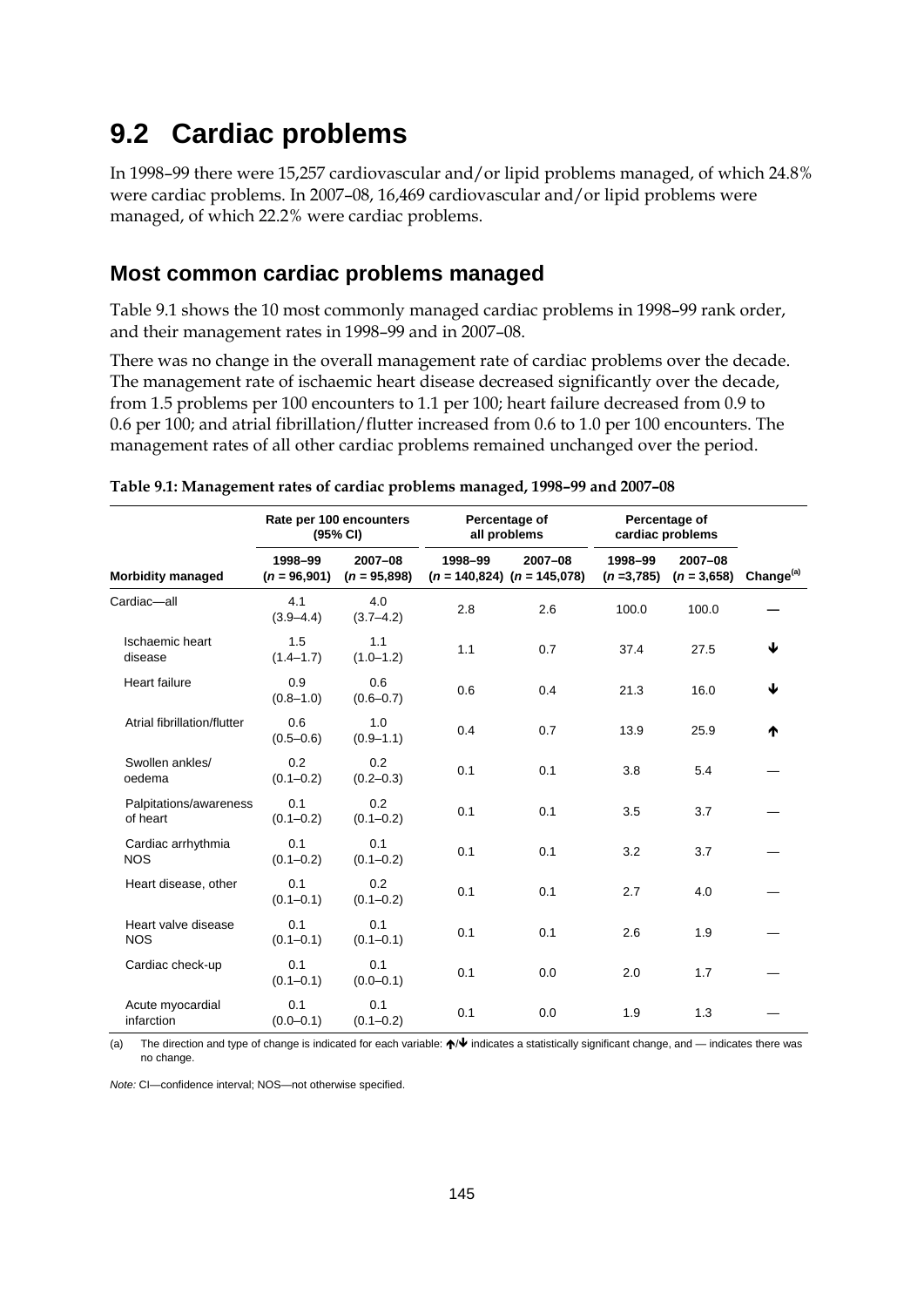# 9.2 Cardiac problems

In 1998–99 there were 15,257 cardiovascular and/or lipid problems managed, of which 24.8% were cardiac problems. In 2007–08, 16,469 cardiovascular and/or lipid problems were managed, of which 22.2% were cardiac problems.

## Most common cardiac problems managed

Table 9.1 shows the 10 most commonly managed cardiac problems in 1998–99 rank order, and their management rates in 1998–99 and in 2007–08.

There was no change in the overall management rate of cardiac problems over the decade. The management rate of ischaemic heart disease decreased significantly over the decade, from 1.5 problems per 100 encounters to 1.1 per 100; heart failure decreased from 0.9 to 0.6 per 100; and atrial fibrillation/flutter increased from 0.6 to 1.0 per 100 encounters. The management rates of all other cardiac problems remained unchanged over the period.

**Table 9.1: Management rates of cardiac problems managed, 1998–99 and 2007–08**

| | Rate per 100 encounters (95% CI) | | Percentage of all problems | | Percentage of cardiac problems | | |
|---|---|---|---|---|---|---|---|
| **Morbidity managed** | 1998–99 (*n* = 96,901) | 2007–08 (*n* = 95,898) | 1998–99 (*n* = 140,824) | 2007–08 (*n* = 145,078) | 1998–99 (*n* =3,785) | 2007–08 (*n* = 3,658) | Change[(a)] |
| Cardiac—all | 4.1 (3.9–4.4) | 4.0 (3.7–4.2) | 2.8 | 2.6 | 100.0 | 100.0 | — |
| Ischaemic heart disease | 1.5 (1.4–1.7) | 1.1 (1.0–1.2) | 1.1 | 0.7 | 37.4 | 27.5 | ↓ |
| Heart failure | 0.9 (0.8–1.0) | 0.6 (0.6–0.7) | 0.6 | 0.4 | 21.3 | 16.0 | ↓ |
| Atrial fibrillation/flutter | 0.6 (0.5–0.6) | 1.0 (0.9–1.1) | 0.4 | 0.7 | 13.9 | 25.9 | ↑ |
| Swollen ankles/ oedema | 0.2 (0.1–0.2) | 0.2 (0.2–0.3) | 0.1 | 0.1 | 3.8 | 5.4 | — |
| Palpitations/awareness of heart | 0.1 (0.1–0.2) | 0.2 (0.1–0.2) | 0.1 | 0.1 | 3.5 | 3.7 | — |
| Cardiac arrhythmia NOS | 0.1 (0.1–0.2) | 0.1 (0.1–0.2) | 0.1 | 0.1 | 3.2 | 3.7 | — |
| Heart disease, other | 0.1 (0.1–0.1) | 0.2 (0.1–0.2) | 0.1 | 0.1 | 2.7 | 4.0 | — |
| Heart valve disease NOS | 0.1 (0.1–0.1) | 0.1 (0.1–0.1) | 0.1 | 0.1 | 2.6 | 1.9 | — |
| Cardiac check-up | 0.1 (0.1–0.1) | 0.1 (0.0–0.1) | 0.1 | 0.0 | 2.0 | 1.7 | — |
| Acute myocardial infarction | 0.1 (0.0–0.1) | 0.1 (0.1–0.2) | 0.1 | 0.0 | 1.9 | 1.3 | — |

(a) The direction and type of change is indicated for each variable: ↑/↓ indicates a statistically significant change, and — indicates there was no change.

*Note:* CI—confidence interval; NOS—not otherwise specified.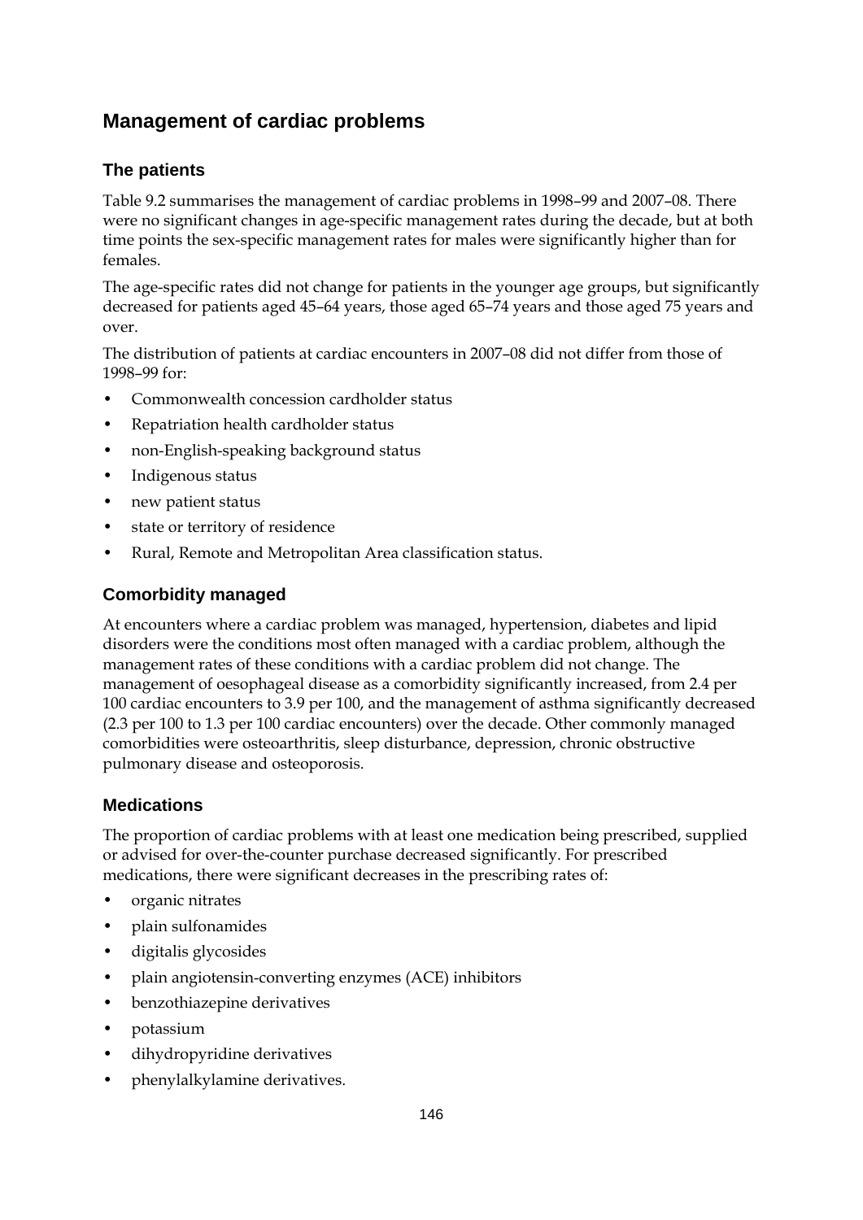## Management of cardiac problems

### The patients

Table 9.2 summarises the management of cardiac problems in 1998–99 and 2007–08. There were no significant changes in age-specific management rates during the decade, but at both time points the sex-specific management rates for males were significantly higher than for females.

The age-specific rates did not change for patients in the younger age groups, but significantly decreased for patients aged 45–64 years, those aged 65–74 years and those aged 75 years and over.

The distribution of patients at cardiac encounters in 2007–08 did not differ from those of 1998–99 for:

- Commonwealth concession cardholder status
- Repatriation health cardholder status
- non-English-speaking background status
- Indigenous status
- new patient status
- state or territory of residence
- Rural, Remote and Metropolitan Area classification status.

### Comorbidity managed

At encounters where a cardiac problem was managed, hypertension, diabetes and lipid disorders were the conditions most often managed with a cardiac problem, although the management rates of these conditions with a cardiac problem did not change. The management of oesophageal disease as a comorbidity significantly increased, from 2.4 per 100 cardiac encounters to 3.9 per 100, and the management of asthma significantly decreased (2.3 per 100 to 1.3 per 100 cardiac encounters) over the decade. Other commonly managed comorbidities were osteoarthritis, sleep disturbance, depression, chronic obstructive pulmonary disease and osteoporosis.

### Medications

The proportion of cardiac problems with at least one medication being prescribed, supplied or advised for over-the-counter purchase decreased significantly. For prescribed medications, there were significant decreases in the prescribing rates of:

- organic nitrates
- plain sulfonamides
- digitalis glycosides
- plain angiotensin-converting enzymes (ACE) inhibitors
- benzothiazepine derivatives
- potassium
- dihydropyridine derivatives
- phenylalkylamine derivatives.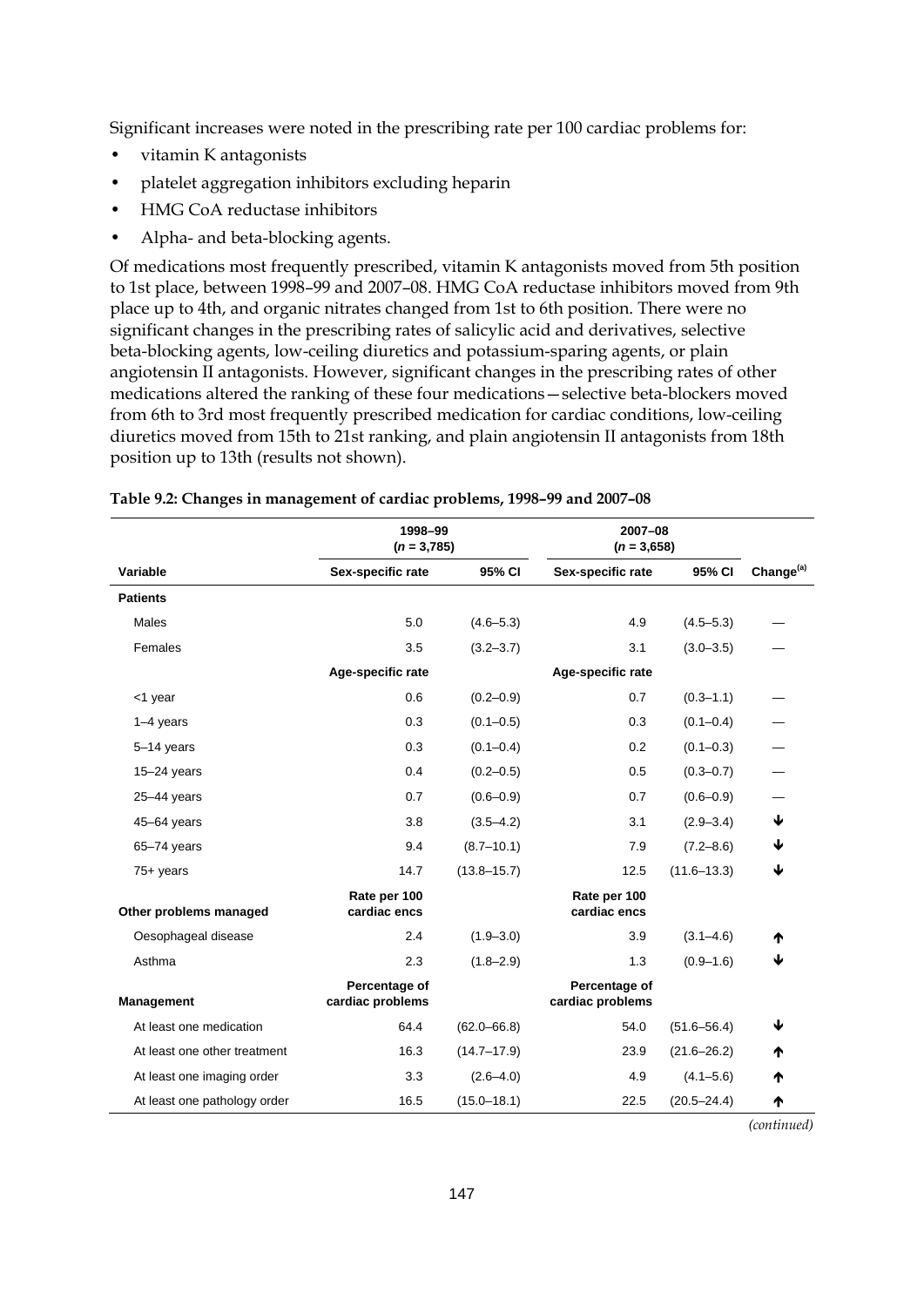Significant increases were noted in the prescribing rate per 100 cardiac problems for:

- vitamin K antagonists
- platelet aggregation inhibitors excluding heparin
- HMG CoA reductase inhibitors
- Alpha- and beta-blocking agents.

Of medications most frequently prescribed, vitamin K antagonists moved from 5th position to 1st place, between 1998–99 and 2007–08. HMG CoA reductase inhibitors moved from 9th place up to 4th, and organic nitrates changed from 1st to 6th position. There were no significant changes in the prescribing rates of salicylic acid and derivatives, selective beta-blocking agents, low-ceiling diuretics and potassium-sparing agents, or plain angiotensin II antagonists. However, significant changes in the prescribing rates of other medications altered the ranking of these four medications—selective beta-blockers moved from 6th to 3rd most frequently prescribed medication for cardiac conditions, low-ceiling diuretics moved from 15th to 21st ranking, and plain angiotensin II antagonists from 18th position up to 13th (results not shown).

**Table 9.2: Changes in management of cardiac problems, 1998–99 and 2007–08**

| | 1998–99 (*n* = 3,785) | | 2007–08 (*n* = 3,658) | | |
|---|---|---|---|---|---|
| **Variable** | **Sex-specific rate** | **95% CI** | **Sex-specific rate** | **95% CI** | **Change[(a)]** |
| **Patients** | | | | | |
| Males | 5.0 | (4.6–5.3) | 4.9 | (4.5–5.3) | — |
| Females | 3.5 | (3.2–3.7) | 3.1 | (3.0–3.5) | — |
| | **Age-specific rate** | | **Age-specific rate** | | |
| <1 year | 0.6 | (0.2–0.9) | 0.7 | (0.3–1.1) | — |
| 1–4 years | 0.3 | (0.1–0.5) | 0.3 | (0.1–0.4) | — |
| 5–14 years | 0.3 | (0.1–0.4) | 0.2 | (0.1–0.3) | — |
| 15–24 years | 0.4 | (0.2–0.5) | 0.5 | (0.3–0.7) | — |
| 25–44 years | 0.7 | (0.6–0.9) | 0.7 | (0.6–0.9) | — |
| 45–64 years | 3.8 | (3.5–4.2) | 3.1 | (2.9–3.4) | ↓ |
| 65–74 years | 9.4 | (8.7–10.1) | 7.9 | (7.2–8.6) | ↓ |
| 75+ years | 14.7 | (13.8–15.7) | 12.5 | (11.6–13.3) | ↓ |
| **Other problems managed** | **Rate per 100 cardiac encs** | | **Rate per 100 cardiac encs** | | |
| Oesophageal disease | 2.4 | (1.9–3.0) | 3.9 | (3.1–4.6) | ↑ |
| Asthma | 2.3 | (1.8–2.9) | 1.3 | (0.9–1.6) | ↓ |
| **Management** | **Percentage of cardiac problems** | | **Percentage of cardiac problems** | | |
| At least one medication | 64.4 | (62.0–66.8) | 54.0 | (51.6–56.4) | ↓ |
| At least one other treatment | 16.3 | (14.7–17.9) | 23.9 | (21.6–26.2) | ↑ |
| At least one imaging order | 3.3 | (2.6–4.0) | 4.9 | (4.1–5.6) | ↑ |
| At least one pathology order | 16.5 | (15.0–18.1) | 22.5 | (20.5–24.4) | ↑ |

*(continued)*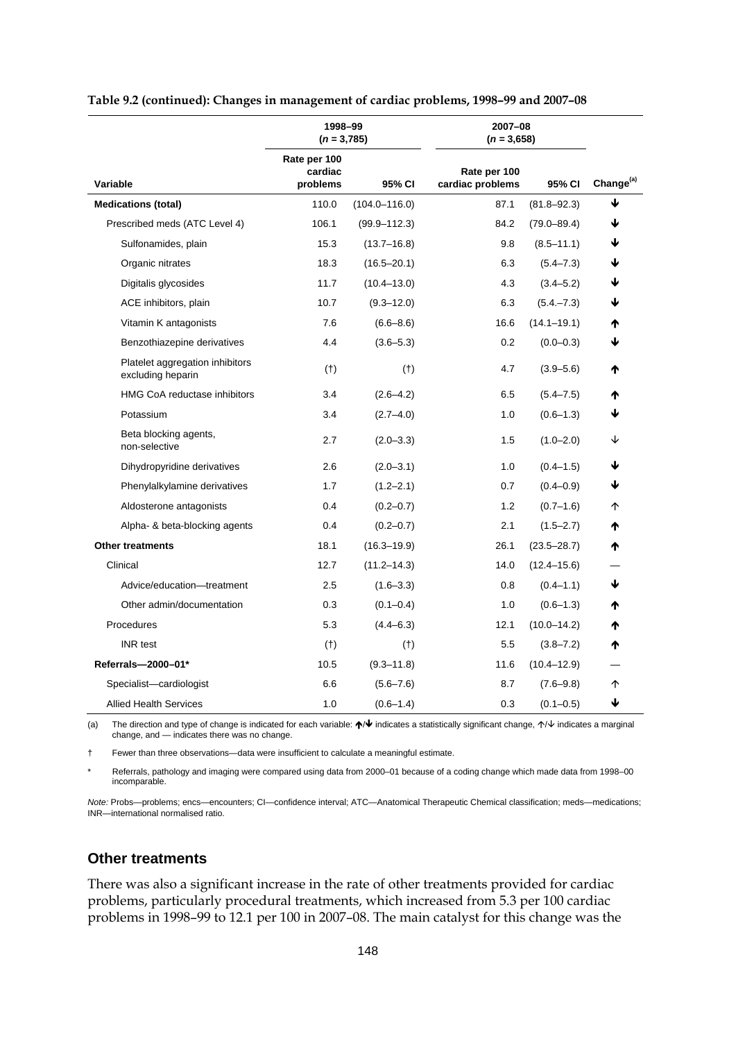**Table 9.2 (continued): Changes in management of cardiac problems, 1998–99 and 2007–08**

| | 1998–99 (*n* = 3,785) | | 2007–08 (*n* = 3,658) | | |
|---|---|---|---|---|---|
| **Variable** | **Rate per 100 cardiac problems** | **95% CI** | **Rate per 100 cardiac problems** | **95% CI** | **Change[(a)]** |
| **Medications (total)** | 110.0 | (104.0–116.0) | 87.1 | (81.8–92.3) | ↓ |
| Prescribed meds (ATC Level 4) | 106.1 | (99.9–112.3) | 84.2 | (79.0–89.4) | ↓ |
| Sulfonamides, plain | 15.3 | (13.7–16.8) | 9.8 | (8.5–11.1) | ↓ |
| Organic nitrates | 18.3 | (16.5–20.1) | 6.3 | (5.4–7.3) | ↓ |
| Digitalis glycosides | 11.7 | (10.4–13.0) | 4.3 | (3.4–5.2) | ↓ |
| ACE inhibitors, plain | 10.7 | (9.3–12.0) | 6.3 | (5.4.–7.3) | ↓ |
| Vitamin K antagonists | 7.6 | (6.6–8.6) | 16.6 | (14.1–19.1) | ↑ |
| Benzothiazepine derivatives | 4.4 | (3.6–5.3) | 0.2 | (0.0–0.3) | ↓ |
| Platelet aggregation inhibitors excluding heparin | (†) | (†) | 4.7 | (3.9–5.6) | ↑ |
| HMG CoA reductase inhibitors | 3.4 | (2.6–4.2) | 6.5 | (5.4–7.5) | ↑ |
| Potassium | 3.4 | (2.7–4.0) | 1.0 | (0.6–1.3) | ↓ |
| Beta blocking agents, non-selective | 2.7 | (2.0–3.3) | 1.5 | (1.0–2.0) | ↓ |
| Dihydropyridine derivatives | 2.6 | (2.0–3.1) | 1.0 | (0.4–1.5) | ↓ |
| Phenylalkylamine derivatives | 1.7 | (1.2–2.1) | 0.7 | (0.4–0.9) | ↓ |
| Aldosterone antagonists | 0.4 | (0.2–0.7) | 1.2 | (0.7–1.6) | ↑ |
| Alpha- & beta-blocking agents | 0.4 | (0.2–0.7) | 2.1 | (1.5–2.7) | ↑ |
| **Other treatments** | 18.1 | (16.3–19.9) | 26.1 | (23.5–28.7) | ↑ |
| Clinical | 12.7 | (11.2–14.3) | 14.0 | (12.4–15.6) | — |
| Advice/education—treatment | 2.5 | (1.6–3.3) | 0.8 | (0.4–1.1) | ↓ |
| Other admin/documentation | 0.3 | (0.1–0.4) | 1.0 | (0.6–1.3) | ↑ |
| Procedures | 5.3 | (4.4–6.3) | 12.1 | (10.0–14.2) | ↑ |
| INR test | (†) | (†) | 5.5 | (3.8–7.2) | ↑ |
| **Referrals—2000–01*** | 10.5 | (9.3–11.8) | 11.6 | (10.4–12.9) | — |
| Specialist—cardiologist | 6.6 | (5.6–7.6) | 8.7 | (7.6–9.8) | ↑ |
| Allied Health Services | 1.0 | (0.6–1.4) | 0.3 | (0.1–0.5) | ↓ |

(a) The direction and type of change is indicated for each variable: ↑/↓ indicates a statistically significant change, ↑/↓ indicates a marginal change, and — indicates there was no change.

† Fewer than three observations—data were insufficient to calculate a meaningful estimate.

\* Referrals, pathology and imaging were compared using data from 2000–01 because of a coding change which made data from 1998–00 incomparable.

*Note:* Probs—problems; encs—encounters; CI—confidence interval; ATC—Anatomical Therapeutic Chemical classification; meds—medications; INR—international normalised ratio.

## Other treatments

There was also a significant increase in the rate of other treatments provided for cardiac problems, particularly procedural treatments, which increased from 5.3 per 100 cardiac problems in 1998–99 to 12.1 per 100 in 2007–08. The main catalyst for this change was the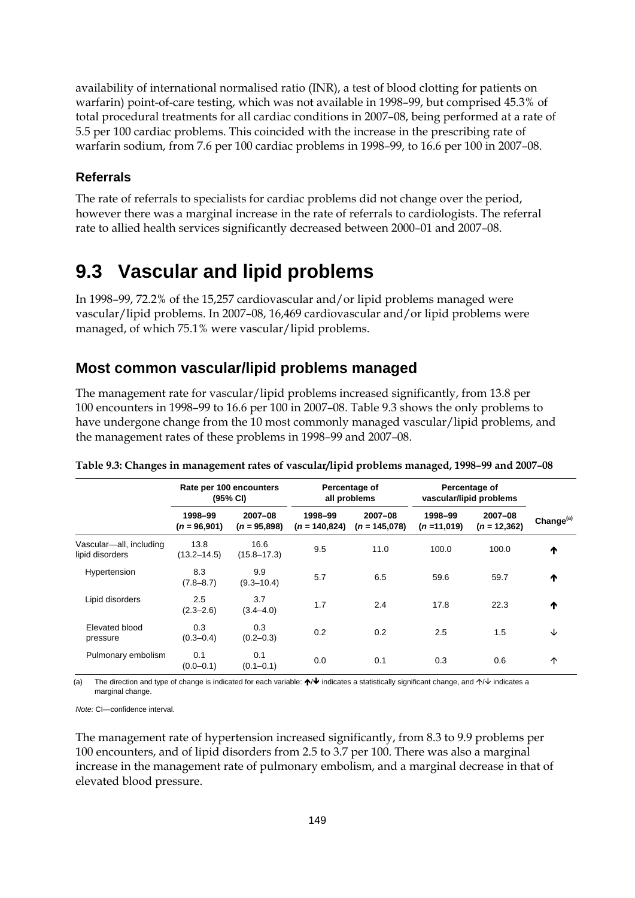availability of international normalised ratio (INR), a test of blood clotting for patients on warfarin) point-of-care testing, which was not available in 1998–99, but comprised 45.3% of total procedural treatments for all cardiac conditions in 2007–08, being performed at a rate of 5.5 per 100 cardiac problems. This coincided with the increase in the prescribing rate of warfarin sodium, from 7.6 per 100 cardiac problems in 1998–99, to 16.6 per 100 in 2007–08.

### Referrals

The rate of referrals to specialists for cardiac problems did not change over the period, however there was a marginal increase in the rate of referrals to cardiologists. The referral rate to allied health services significantly decreased between 2000–01 and 2007–08.

# 9.3 Vascular and lipid problems

In 1998–99, 72.2% of the 15,257 cardiovascular and/or lipid problems managed were vascular/lipid problems. In 2007–08, 16,469 cardiovascular and/or lipid problems were managed, of which 75.1% were vascular/lipid problems.

## Most common vascular/lipid problems managed

The management rate for vascular/lipid problems increased significantly, from 13.8 per 100 encounters in 1998–99 to 16.6 per 100 in 2007–08. Table 9.3 shows the only problems to have undergone change from the 10 most commonly managed vascular/lipid problems, and the management rates of these problems in 1998–99 and 2007–08.

**Table 9.3: Changes in management rates of vascular/lipid problems managed, 1998–99 and 2007–08**

| | Rate per 100 encounters (95% CI) | | Percentage of all problems | | Percentage of vascular/lipid problems | | |
|---|---|---|---|---|---|---|---|
| | 1998–99 (*n* = 96,901) | 2007–08 (*n* = 95,898) | 1998–99 (*n* = 140,824) | 2007–08 (*n* = 145,078) | 1998–99 (*n* =11,019) | 2007–08 (*n* = 12,362) | Change[(a)] |
| Vascular—all, including lipid disorders | 13.8 (13.2–14.5) | 16.6 (15.8–17.3) | 9.5 | 11.0 | 100.0 | 100.0 | **↑** |
| Hypertension | 8.3 (7.8–8.7) | 9.9 (9.3–10.4) | 5.7 | 6.5 | 59.6 | 59.7 | **↑** |
| Lipid disorders | 2.5 (2.3–2.6) | 3.7 (3.4–4.0) | 1.7 | 2.4 | 17.8 | 22.3 | **↑** |
| Elevated blood pressure | 0.3 (0.3–0.4) | 0.3 (0.2–0.3) | 0.2 | 0.2 | 2.5 | 1.5 | ↓ |
| Pulmonary embolism | 0.1 (0.0–0.1) | 0.1 (0.1–0.1) | 0.0 | 0.1 | 0.3 | 0.6 | ↑ |

(a) The direction and type of change is indicated for each variable: **↑**/**↓** indicates a statistically significant change, and ↑/↓ indicates a marginal change.

*Note:* CI—confidence interval.

The management rate of hypertension increased significantly, from 8.3 to 9.9 problems per 100 encounters, and of lipid disorders from 2.5 to 3.7 per 100. There was also a marginal increase in the management rate of pulmonary embolism, and a marginal decrease in that of elevated blood pressure.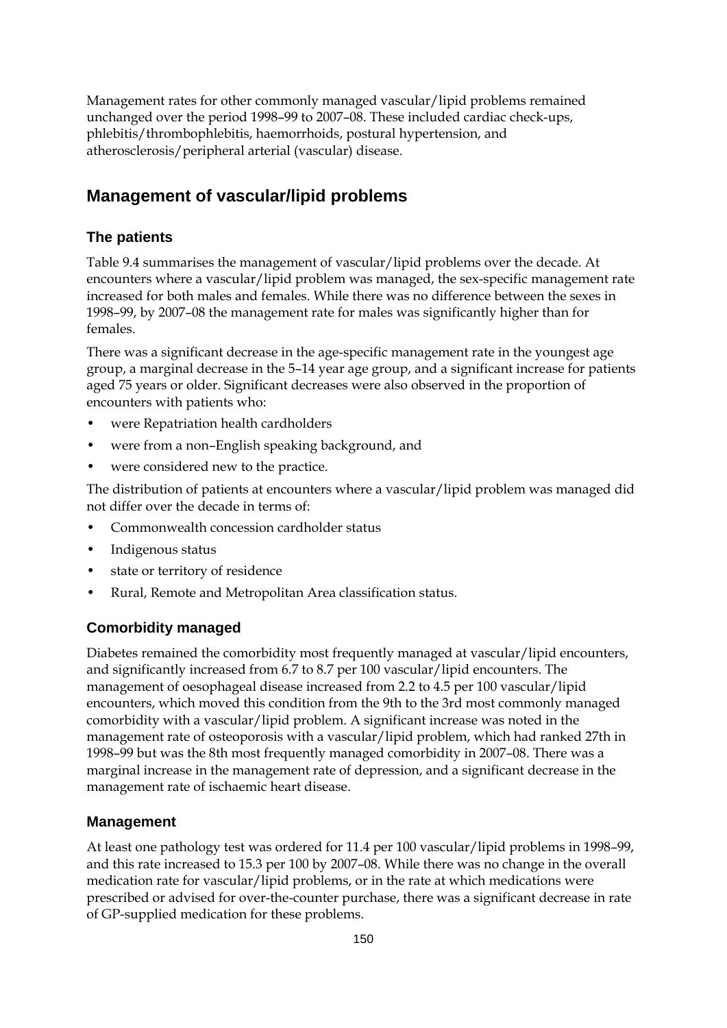Management rates for other commonly managed vascular/lipid problems remained unchanged over the period 1998–99 to 2007–08. These included cardiac check-ups, phlebitis/thrombophlebitis, haemorrhoids, postural hypertension, and atherosclerosis/peripheral arterial (vascular) disease.

## Management of vascular/lipid problems

### The patients

Table 9.4 summarises the management of vascular/lipid problems over the decade. At encounters where a vascular/lipid problem was managed, the sex-specific management rate increased for both males and females. While there was no difference between the sexes in 1998–99, by 2007–08 the management rate for males was significantly higher than for females.

There was a significant decrease in the age-specific management rate in the youngest age group, a marginal decrease in the 5–14 year age group, and a significant increase for patients aged 75 years or older. Significant decreases were also observed in the proportion of encounters with patients who:

- were Repatriation health cardholders
- were from a non–English speaking background, and
- were considered new to the practice.

The distribution of patients at encounters where a vascular/lipid problem was managed did not differ over the decade in terms of:

- Commonwealth concession cardholder status
- Indigenous status
- state or territory of residence
- Rural, Remote and Metropolitan Area classification status.

### Comorbidity managed

Diabetes remained the comorbidity most frequently managed at vascular/lipid encounters, and significantly increased from 6.7 to 8.7 per 100 vascular/lipid encounters. The management of oesophageal disease increased from 2.2 to 4.5 per 100 vascular/lipid encounters, which moved this condition from the 9th to the 3rd most commonly managed comorbidity with a vascular/lipid problem. A significant increase was noted in the management rate of osteoporosis with a vascular/lipid problem, which had ranked 27th in 1998–99 but was the 8th most frequently managed comorbidity in 2007–08. There was a marginal increase in the management rate of depression, and a significant decrease in the management rate of ischaemic heart disease.

### Management

At least one pathology test was ordered for 11.4 per 100 vascular/lipid problems in 1998–99, and this rate increased to 15.3 per 100 by 2007–08. While there was no change in the overall medication rate for vascular/lipid problems, or in the rate at which medications were prescribed or advised for over-the-counter purchase, there was a significant decrease in rate of GP-supplied medication for these problems.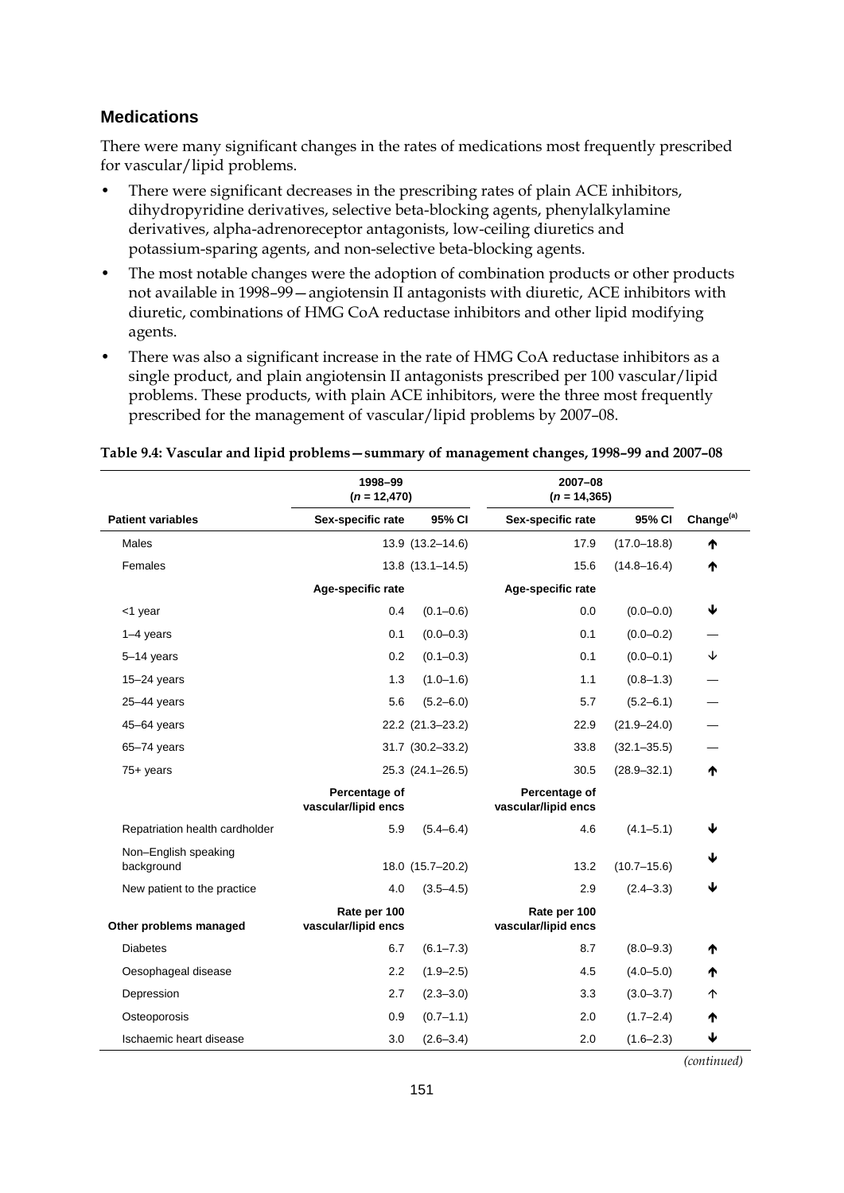## Medications

There were many significant changes in the rates of medications most frequently prescribed for vascular/lipid problems.

- There were significant decreases in the prescribing rates of plain ACE inhibitors, dihydropyridine derivatives, selective beta-blocking agents, phenylalkylamine derivatives, alpha-adrenoreceptor antagonists, low-ceiling diuretics and potassium-sparing agents, and non-selective beta-blocking agents.
- The most notable changes were the adoption of combination products or other products not available in 1998–99—angiotensin II antagonists with diuretic, ACE inhibitors with diuretic, combinations of HMG CoA reductase inhibitors and other lipid modifying agents.
- There was also a significant increase in the rate of HMG CoA reductase inhibitors as a single product, and plain angiotensin II antagonists prescribed per 100 vascular/lipid problems. These products, with plain ACE inhibitors, were the three most frequently prescribed for the management of vascular/lipid problems by 2007–08.

**Table 9.4: Vascular and lipid problems—summary of management changes, 1998–99 and 2007–08**

| | 1998–99 (*n* = 12,470) | | 2007–08 (*n* = 14,365) | | |
|---|---|---|---|---|---|
| **Patient variables** | **Sex-specific rate** | **95% CI** | **Sex-specific rate** | **95% CI** | **Change[(a)]** |
| Males | 13.9 | (13.2–14.6) | 17.9 | (17.0–18.8) | ↑ |
| Females | 13.8 | (13.1–14.5) | 15.6 | (14.8–16.4) | ↑ |
| | **Age-specific rate** | | **Age-specific rate** | | |
| <1 year | 0.4 | (0.1–0.6) | 0.0 | (0.0–0.0) | ↓ |
| 1–4 years | 0.1 | (0.0–0.3) | 0.1 | (0.0–0.2) | — |
| 5–14 years | 0.2 | (0.1–0.3) | 0.1 | (0.0–0.1) | ↓ |
| 15–24 years | 1.3 | (1.0–1.6) | 1.1 | (0.8–1.3) | — |
| 25–44 years | 5.6 | (5.2–6.0) | 5.7 | (5.2–6.1) | — |
| 45–64 years | 22.2 | (21.3–23.2) | 22.9 | (21.9–24.0) | — |
| 65–74 years | 31.7 | (30.2–33.2) | 33.8 | (32.1–35.5) | — |
| 75+ years | 25.3 | (24.1–26.5) | 30.5 | (28.9–32.1) | ↑ |
| | **Percentage of vascular/lipid encs** | | **Percentage of vascular/lipid encs** | | |
| Repatriation health cardholder | 5.9 | (5.4–6.4) | 4.6 | (4.1–5.1) | ↓ |
| Non–English speaking background | 18.0 | (15.7–20.2) | 13.2 | (10.7–15.6) | ↓ |
| New patient to the practice | 4.0 | (3.5–4.5) | 2.9 | (2.4–3.3) | ↓ |
| **Other problems managed** | **Rate per 100 vascular/lipid encs** | | **Rate per 100 vascular/lipid encs** | | |
| Diabetes | 6.7 | (6.1–7.3) | 8.7 | (8.0–9.3) | ↑ |
| Oesophageal disease | 2.2 | (1.9–2.5) | 4.5 | (4.0–5.0) | ↑ |
| Depression | 2.7 | (2.3–3.0) | 3.3 | (3.0–3.7) | ↑ |
| Osteoporosis | 0.9 | (0.7–1.1) | 2.0 | (1.7–2.4) | ↑ |
| Ischaemic heart disease | 3.0 | (2.6–3.4) | 2.0 | (1.6–2.3) | ↓ |

*(continued)*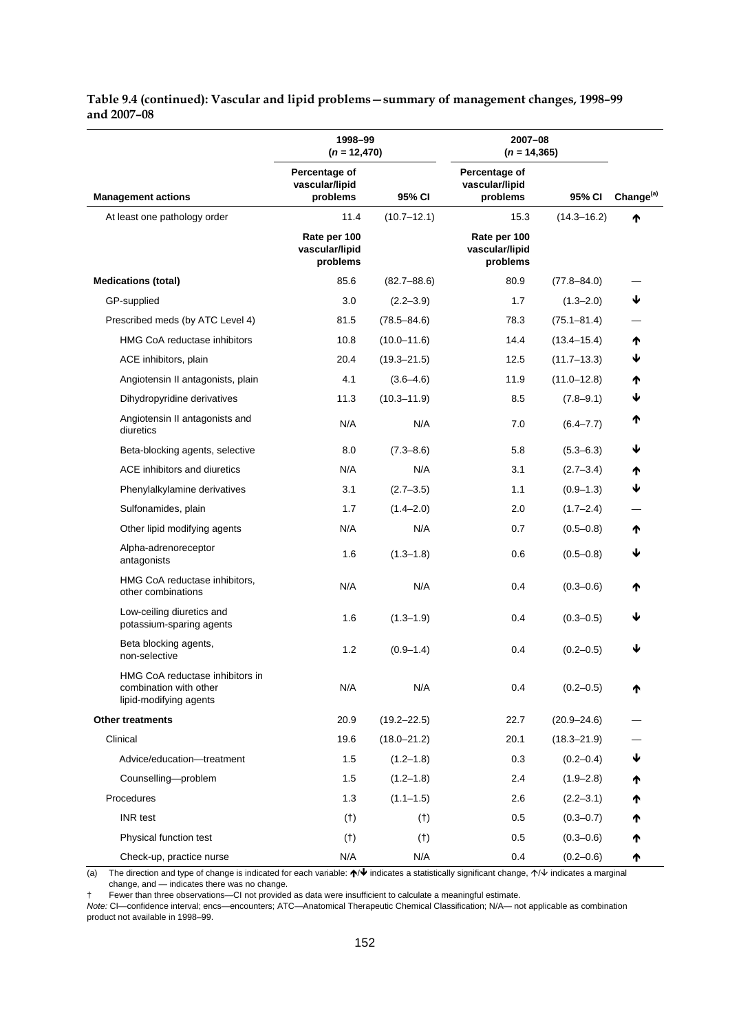**Table 9.4 (continued): Vascular and lipid problems—summary of management changes, 1998–99 and 2007–08**

| | 1998–99 ($n$ = 12,470) | | 2007–08 ($n$ = 14,365) | | |
|---|---|---|---|---|---|
| **Management actions** | Percentage of vascular/lipid problems | 95% CI | Percentage of vascular/lipid problems | 95% CI | Change[(a)] |
| At least one pathology order | 11.4 | (10.7–12.1) | 15.3 | (14.3–16.2) | ↑ |
| | Rate per 100 vascular/lipid problems | | Rate per 100 vascular/lipid problems | | |
| **Medications (total)** | 85.6 | (82.7–88.6) | 80.9 | (77.8–84.0) | — |
| GP-supplied | 3.0 | (2.2–3.9) | 1.7 | (1.3–2.0) | ↓ |
| Prescribed meds (by ATC Level 4) | 81.5 | (78.5–84.6) | 78.3 | (75.1–81.4) | — |
| HMG CoA reductase inhibitors | 10.8 | (10.0–11.6) | 14.4 | (13.4–15.4) | ↑ |
| ACE inhibitors, plain | 20.4 | (19.3–21.5) | 12.5 | (11.7–13.3) | ↓ |
| Angiotensin II antagonists, plain | 4.1 | (3.6–4.6) | 11.9 | (11.0–12.8) | ↑ |
| Dihydropyridine derivatives | 11.3 | (10.3–11.9) | 8.5 | (7.8–9.1) | ↓ |
| Angiotensin II antagonists and diuretics | N/A | N/A | 7.0 | (6.4–7.7) | ↑ |
| Beta-blocking agents, selective | 8.0 | (7.3–8.6) | 5.8 | (5.3–6.3) | ↓ |
| ACE inhibitors and diuretics | N/A | N/A | 3.1 | (2.7–3.4) | ↑ |
| Phenylalkylamine derivatives | 3.1 | (2.7–3.5) | 1.1 | (0.9–1.3) | ↓ |
| Sulfonamides, plain | 1.7 | (1.4–2.0) | 2.0 | (1.7–2.4) | — |
| Other lipid modifying agents | N/A | N/A | 0.7 | (0.5–0.8) | ↑ |
| Alpha-adrenoreceptor antagonists | 1.6 | (1.3–1.8) | 0.6 | (0.5–0.8) | ↓ |
| HMG CoA reductase inhibitors, other combinations | N/A | N/A | 0.4 | (0.3–0.6) | ↑ |
| Low-ceiling diuretics and potassium-sparing agents | 1.6 | (1.3–1.9) | 0.4 | (0.3–0.5) | ↓ |
| Beta blocking agents, non-selective | 1.2 | (0.9–1.4) | 0.4 | (0.2–0.5) | ↓ |
| HMG CoA reductase inhibitors in combination with other lipid-modifying agents | N/A | N/A | 0.4 | (0.2–0.5) | ↑ |
| **Other treatments** | 20.9 | (19.2–22.5) | 22.7 | (20.9–24.6) | — |
| Clinical | 19.6 | (18.0–21.2) | 20.1 | (18.3–21.9) | — |
| Advice/education—treatment | 1.5 | (1.2–1.8) | 0.3 | (0.2–0.4) | ↓ |
| Counselling—problem | 1.5 | (1.2–1.8) | 2.4 | (1.9–2.8) | ↑ |
| Procedures | 1.3 | (1.1–1.5) | 2.6 | (2.2–3.1) | ↑ |
| INR test | (†) | (†) | 0.5 | (0.3–0.7) | ↑ |
| Physical function test | (†) | (†) | 0.5 | (0.3–0.6) | ↑ |
| Check-up, practice nurse | N/A | N/A | 0.4 | (0.2–0.6) | ↑ |

(a) The direction and type of change is indicated for each variable: ↑/↓ indicates a statistically significant change, ↑/↓ indicates a marginal change, and — indicates there was no change.

† Fewer than three observations—CI not provided as data were insufficient to calculate a meaningful estimate.

*Note:* CI—confidence interval; encs—encounters; ATC—Anatomical Therapeutic Chemical Classification; N/A— not applicable as combination product not available in 1998–99.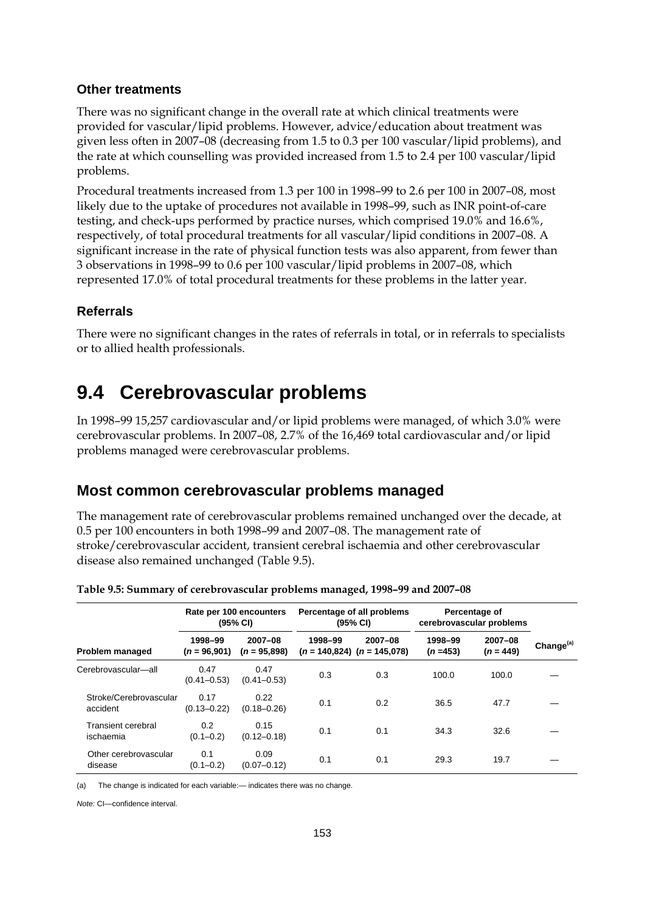### Other treatments

There was no significant change in the overall rate at which clinical treatments were provided for vascular/lipid problems. However, advice/education about treatment was given less often in 2007–08 (decreasing from 1.5 to 0.3 per 100 vascular/lipid problems), and the rate at which counselling was provided increased from 1.5 to 2.4 per 100 vascular/lipid problems.

Procedural treatments increased from 1.3 per 100 in 1998–99 to 2.6 per 100 in 2007–08, most likely due to the uptake of procedures not available in 1998–99, such as INR point-of-care testing, and check-ups performed by practice nurses, which comprised 19.0% and 16.6%, respectively, of total procedural treatments for all vascular/lipid conditions in 2007–08. A significant increase in the rate of physical function tests was also apparent, from fewer than 3 observations in 1998–99 to 0.6 per 100 vascular/lipid problems in 2007–08, which represented 17.0% of total procedural treatments for these problems in the latter year.

### Referrals

There were no significant changes in the rates of referrals in total, or in referrals to specialists or to allied health professionals.

# 9.4 Cerebrovascular problems

In 1998–99 15,257 cardiovascular and/or lipid problems were managed, of which 3.0% were cerebrovascular problems. In 2007–08, 2.7% of the 16,469 total cardiovascular and/or lipid problems managed were cerebrovascular problems.

## Most common cerebrovascular problems managed

The management rate of cerebrovascular problems remained unchanged over the decade, at 0.5 per 100 encounters in both 1998–99 and 2007–08. The management rate of stroke/cerebrovascular accident, transient cerebral ischaemia and other cerebrovascular disease also remained unchanged (Table 9.5).

**Table 9.5: Summary of cerebrovascular problems managed, 1998–99 and 2007–08**

| | Rate per 100 encounters (95% CI) | | Percentage of all problems (95% CI) | | Percentage of cerebrovascular problems | | |
|---|---|---|---|---|---|---|---|
| **Problem managed** | **1998–99 (*n* = 96,901)** | **2007–08 (*n* = 95,898)** | **1998–99 (*n* = 140,824)** | **2007–08 (*n* = 145,078)** | **1998–99 (*n* =453)** | **2007–08 (*n* = 449)** | **Change[(a)]** |
| Cerebrovascular—all | 0.47 (0.41–0.53) | 0.47 (0.41–0.53) | 0.3 | 0.3 | 100.0 | 100.0 | — |
| Stroke/Cerebrovascular accident | 0.17 (0.13–0.22) | 0.22 (0.18–0.26) | 0.1 | 0.2 | 36.5 | 47.7 | — |
| Transient cerebral ischaemia | 0.2 (0.1–0.2) | 0.15 (0.12–0.18) | 0.1 | 0.1 | 34.3 | 32.6 | — |
| Other cerebrovascular disease | 0.1 (0.1–0.2) | 0.09 (0.07–0.12) | 0.1 | 0.1 | 29.3 | 19.7 | — |

(a) The change is indicated for each variable:— indicates there was no change.

*Note:* CI—confidence interval.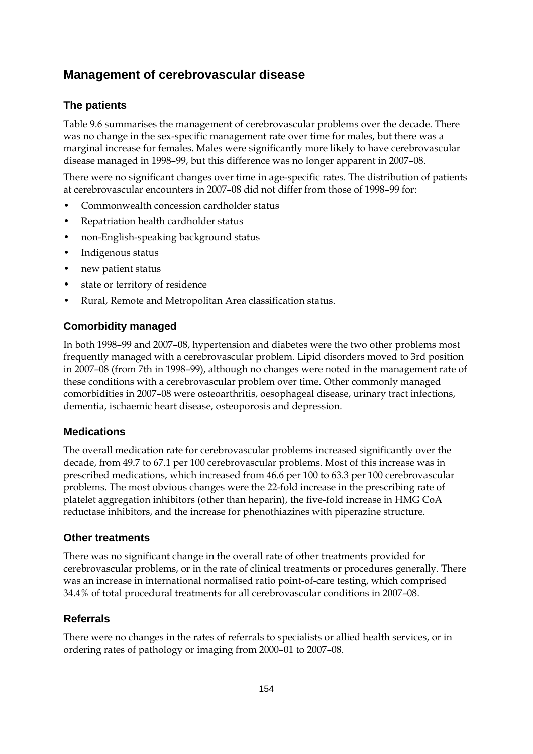## Management of cerebrovascular disease

### The patients

Table 9.6 summarises the management of cerebrovascular problems over the decade. There was no change in the sex-specific management rate over time for males, but there was a marginal increase for females. Males were significantly more likely to have cerebrovascular disease managed in 1998–99, but this difference was no longer apparent in 2007–08.

There were no significant changes over time in age-specific rates. The distribution of patients at cerebrovascular encounters in 2007–08 did not differ from those of 1998–99 for:

- Commonwealth concession cardholder status
- Repatriation health cardholder status
- non-English-speaking background status
- Indigenous status
- new patient status
- state or territory of residence
- Rural, Remote and Metropolitan Area classification status.

### Comorbidity managed

In both 1998–99 and 2007–08, hypertension and diabetes were the two other problems most frequently managed with a cerebrovascular problem. Lipid disorders moved to 3rd position in 2007–08 (from 7th in 1998–99), although no changes were noted in the management rate of these conditions with a cerebrovascular problem over time. Other commonly managed comorbidities in 2007–08 were osteoarthritis, oesophageal disease, urinary tract infections, dementia, ischaemic heart disease, osteoporosis and depression.

### Medications

The overall medication rate for cerebrovascular problems increased significantly over the decade, from 49.7 to 67.1 per 100 cerebrovascular problems. Most of this increase was in prescribed medications, which increased from 46.6 per 100 to 63.3 per 100 cerebrovascular problems. The most obvious changes were the 22-fold increase in the prescribing rate of platelet aggregation inhibitors (other than heparin), the five-fold increase in HMG CoA reductase inhibitors, and the increase for phenothiazines with piperazine structure.

### Other treatments

There was no significant change in the overall rate of other treatments provided for cerebrovascular problems, or in the rate of clinical treatments or procedures generally. There was an increase in international normalised ratio point-of-care testing, which comprised 34.4% of total procedural treatments for all cerebrovascular conditions in 2007–08.

### Referrals

There were no changes in the rates of referrals to specialists or allied health services, or in ordering rates of pathology or imaging from 2000–01 to 2007–08.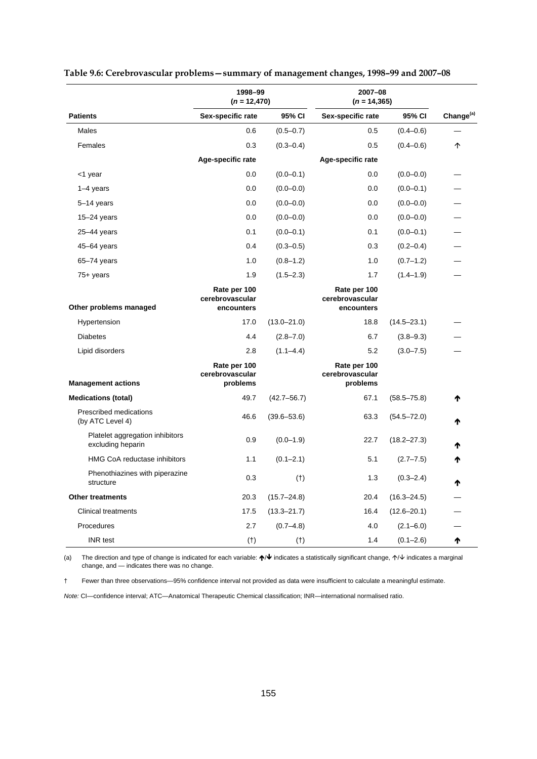**Table 9.6: Cerebrovascular problems—summary of management changes, 1998–99 and 2007–08**

| | 1998–99 ($n$ = 12,470) | | 2007–08 ($n$ = 14,365) | | |
|---|---|---|---|---|---|
| **Patients** | **Sex-specific rate** | **95% CI** | **Sex-specific rate** | **95% CI** | **Change[(a)]** |
| Males | 0.6 | (0.5–0.7) | 0.5 | (0.4–0.6) | — |
| Females | 0.3 | (0.3–0.4) | 0.5 | (0.4–0.6) | ↑ |
| | **Age-specific rate** | | **Age-specific rate** | | |
| <1 year | 0.0 | (0.0–0.1) | 0.0 | (0.0–0.0) | — |
| 1–4 years | 0.0 | (0.0–0.0) | 0.0 | (0.0–0.1) | — |
| 5–14 years | 0.0 | (0.0–0.0) | 0.0 | (0.0–0.0) | — |
| 15–24 years | 0.0 | (0.0–0.0) | 0.0 | (0.0–0.0) | — |
| 25–44 years | 0.1 | (0.0–0.1) | 0.1 | (0.0–0.1) | — |
| 45–64 years | 0.4 | (0.3–0.5) | 0.3 | (0.2–0.4) | — |
| 65–74 years | 1.0 | (0.8–1.2) | 1.0 | (0.7–1.2) | — |
| 75+ years | 1.9 | (1.5–2.3) | 1.7 | (1.4–1.9) | — |
| **Other problems managed** | **Rate per 100 cerebrovascular encounters** | | **Rate per 100 cerebrovascular encounters** | | |
| Hypertension | 17.0 | (13.0–21.0) | 18.8 | (14.5–23.1) | — |
| Diabetes | 4.4 | (2.8–7.0) | 6.7 | (3.8–9.3) | — |
| Lipid disorders | 2.8 | (1.1–4.4) | 5.2 | (3.0–7.5) | — |
| **Management actions** | **Rate per 100 cerebrovascular problems** | | **Rate per 100 cerebrovascular problems** | | |
| **Medications (total)** | 49.7 | (42.7–56.7) | 67.1 | (58.5–75.8) | **↑** |
| Prescribed medications (by ATC Level 4) | 46.6 | (39.6–53.6) | 63.3 | (54.5–72.0) | **↑** |
| Platelet aggregation inhibitors excluding heparin | 0.9 | (0.0–1.9) | 22.7 | (18.2–27.3) | **↑** |
| HMG CoA reductase inhibitors | 1.1 | (0.1–2.1) | 5.1 | (2.7–7.5) | **↑** |
| Phenothiazines with piperazine structure | 0.3 | (†) | 1.3 | (0.3–2.4) | **↑** |
| **Other treatments** | 20.3 | (15.7–24.8) | 20.4 | (16.3–24.5) | — |
| Clinical treatments | 17.5 | (13.3–21.7) | 16.4 | (12.6–20.1) | — |
| Procedures | 2.7 | (0.7–4.8) | 4.0 | (2.1–6.0) | — |
| INR test | (†) | (†) | 1.4 | (0.1–2.6) | **↑** |

(a) The direction and type of change is indicated for each variable: **↑**/**↓** indicates a statistically significant change, ↑/↓ indicates a marginal change, and — indicates there was no change.

† Fewer than three observations—95% confidence interval not provided as data were insufficient to calculate a meaningful estimate.

*Note:* CI—confidence interval; ATC—Anatomical Therapeutic Chemical classification; INR—international normalised ratio.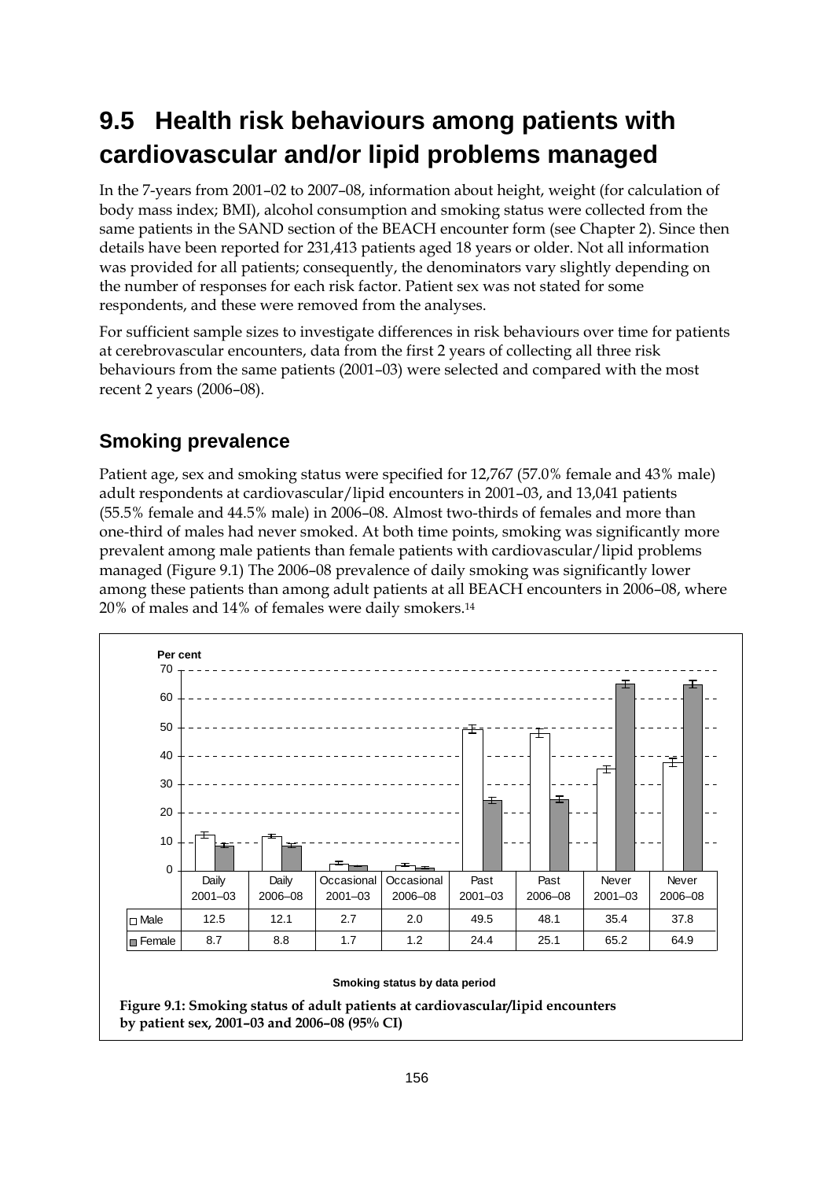## 9.5 Health risk behaviours among patients with cardiovascular and/or lipid problems managed

In the 7-years from 2001–02 to 2007–08, information about height, weight (for calculation of body mass index; BMI), alcohol consumption and smoking status were collected from the same patients in the SAND section of the BEACH encounter form (see Chapter 2). Since then details have been reported for 231,413 patients aged 18 years or older. Not all information was provided for all patients; consequently, the denominators vary slightly depending on the number of responses for each risk factor. Patient sex was not stated for some respondents, and these were removed from the analyses.

For sufficient sample sizes to investigate differences in risk behaviours over time for patients at cerebrovascular encounters, data from the first 2 years of collecting all three risk behaviours from the same patients (2001–03) were selected and compared with the most recent 2 years (2006–08).

### Smoking prevalence

Patient age, sex and smoking status were specified for 12,767 (57.0% female and 43% male) adult respondents at cardiovascular/lipid encounters in 2001–03, and 13,041 patients (55.5% female and 44.5% male) in 2006–08. Almost two-thirds of females and more than one-third of males had never smoked. At both time points, smoking was significantly more prevalent among male patients than female patients with cardiovascular/lipid problems managed (Figure 9.1) The 2006–08 prevalence of daily smoking was significantly lower among these patients than among adult patients at all BEACH encounters in 2006–08, where 20% of males and 14% of females were daily smokers.[14]

| | Daily 2001–03 | Daily 2006–08 | Occasional 2001–03 | Occasional 2006–08 | Past 2001–03 | Past 2006–08 | Never 2001–03 | Never 2006–08 |
|---|---|---|---|---|---|---|---|---|
| Male | 12.5 | 12.1 | 2.7 | 2.0 | 49.5 | 48.1 | 35.4 | 37.8 |
| Female | 8.7 | 8.8 | 1.7 | 1.2 | 24.4 | 25.1 | 65.2 | 64.9 |

Smoking status by data period

**Figure 9.1: Smoking status of adult patients at cardiovascular/lipid encounters by patient sex, 2001–03 and 2006–08 (95% CI)**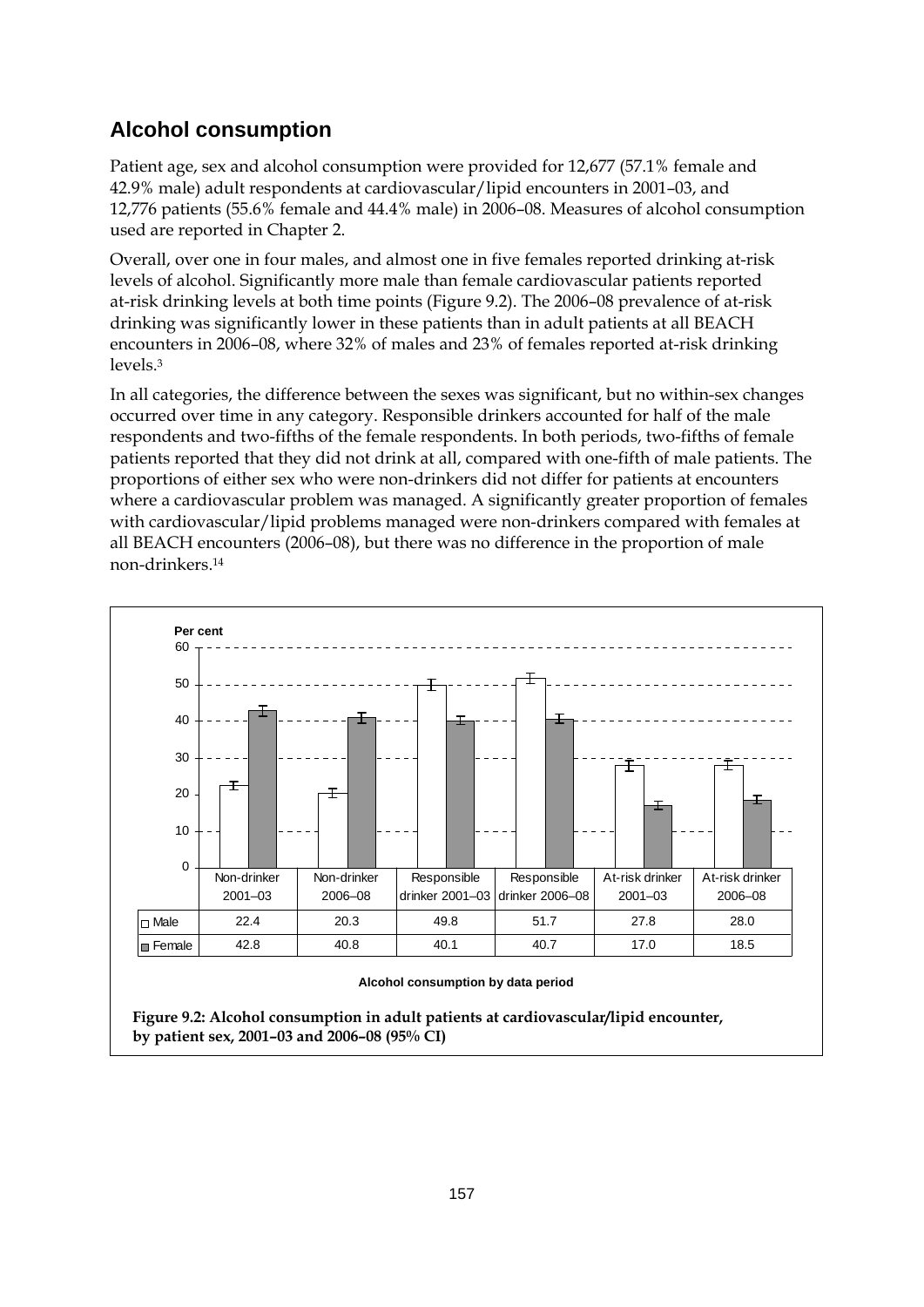## Alcohol consumption

Patient age, sex and alcohol consumption were provided for 12,677 (57.1% female and 42.9% male) adult respondents at cardiovascular/lipid encounters in 2001–03, and 12,776 patients (55.6% female and 44.4% male) in 2006–08. Measures of alcohol consumption used are reported in Chapter 2.

Overall, over one in four males, and almost one in five females reported drinking at-risk levels of alcohol. Significantly more male than female cardiovascular patients reported at-risk drinking levels at both time points (Figure 9.2). The 2006–08 prevalence of at-risk drinking was significantly lower in these patients than in adult patients at all BEACH encounters in 2006–08, where 32% of males and 23% of females reported at-risk drinking levels.[3]

In all categories, the difference between the sexes was significant, but no within-sex changes occurred over time in any category. Responsible drinkers accounted for half of the male respondents and two-fifths of the female respondents. In both periods, two-fifths of female patients reported that they did not drink at all, compared with one-fifth of male patients. The proportions of either sex who were non-drinkers did not differ for patients at encounters where a cardiovascular problem was managed. A significantly greater proportion of females with cardiovascular/lipid problems managed were non-drinkers compared with females at all BEACH encounters (2006–08), but there was no difference in the proportion of male non-drinkers.[14]

Per cent

| | Non-drinker 2001–03 | Non-drinker 2006–08 | Responsible drinker 2001–03 | Responsible drinker 2006–08 | At-risk drinker 2001–03 | At-risk drinker 2006–08 |
|---|---|---|---|---|---|---|
| Male | 22.4 | 20.3 | 49.8 | 51.7 | 27.8 | 28.0 |
| Female | 42.8 | 40.8 | 40.1 | 40.7 | 17.0 | 18.5 |

Alcohol consumption by data period

**Figure 9.2: Alcohol consumption in adult patients at cardiovascular/lipid encounter, by patient sex, 2001–03 and 2006–08 (95% CI)**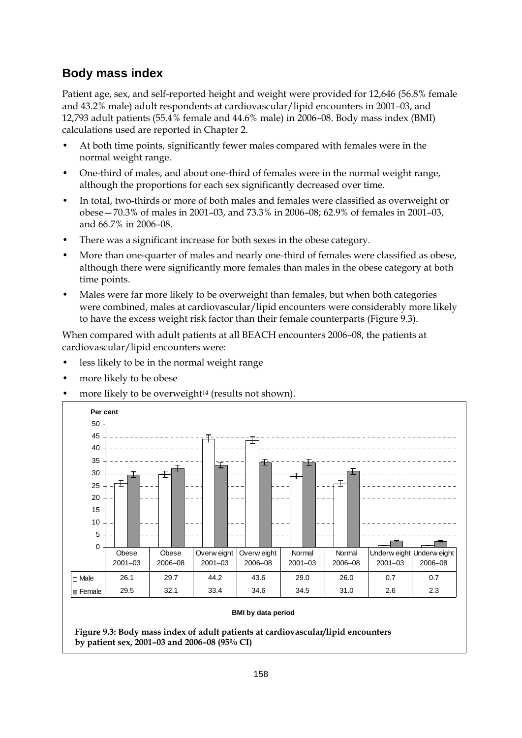## Body mass index

Patient age, sex, and self-reported height and weight were provided for 12,646 (56.8% female and 43.2% male) adult respondents at cardiovascular/lipid encounters in 2001–03, and 12,793 adult patients (55.4% female and 44.6% male) in 2006–08. Body mass index (BMI) calculations used are reported in Chapter 2.

- At both time points, significantly fewer males compared with females were in the normal weight range.
- One-third of males, and about one-third of females were in the normal weight range, although the proportions for each sex significantly decreased over time.
- In total, two-thirds or more of both males and females were classified as overweight or obese—70.3% of males in 2001–03, and 73.3% in 2006–08; 62.9% of females in 2001–03, and 66.7% in 2006–08.
- There was a significant increase for both sexes in the obese category.
- More than one-quarter of males and nearly one-third of females were classified as obese, although there were significantly more females than males in the obese category at both time points.
- Males were far more likely to be overweight than females, but when both categories were combined, males at cardiovascular/lipid encounters were considerably more likely to have the excess weight risk factor than their female counterparts (Figure 9.3).

When compared with adult patients at all BEACH encounters 2006–08, the patients at cardiovascular/lipid encounters were:

- less likely to be in the normal weight range
- more likely to be obese
- more likely to be overweight[14] (results not shown).

| | Obese 2001–03 | Obese 2006–08 | Overweight 2001–03 | Overweight 2006–08 | Normal 2001–03 | Normal 2006–08 | Underweight 2001–03 | Underweight 2006–08 |
|---|---|---|---|---|---|---|---|---|
| Male | 26.1 | 29.7 | 44.2 | 43.6 | 29.0 | 26.0 | 0.7 | 0.7 |
| Female | 29.5 | 32.1 | 33.4 | 34.6 | 34.5 | 31.0 | 2.6 | 2.3 |

BMI by data period (Per cent)

**Figure 9.3: Body mass index of adult patients at cardiovascular/lipid encounters by patient sex, 2001–03 and 2006–08 (95% CI)**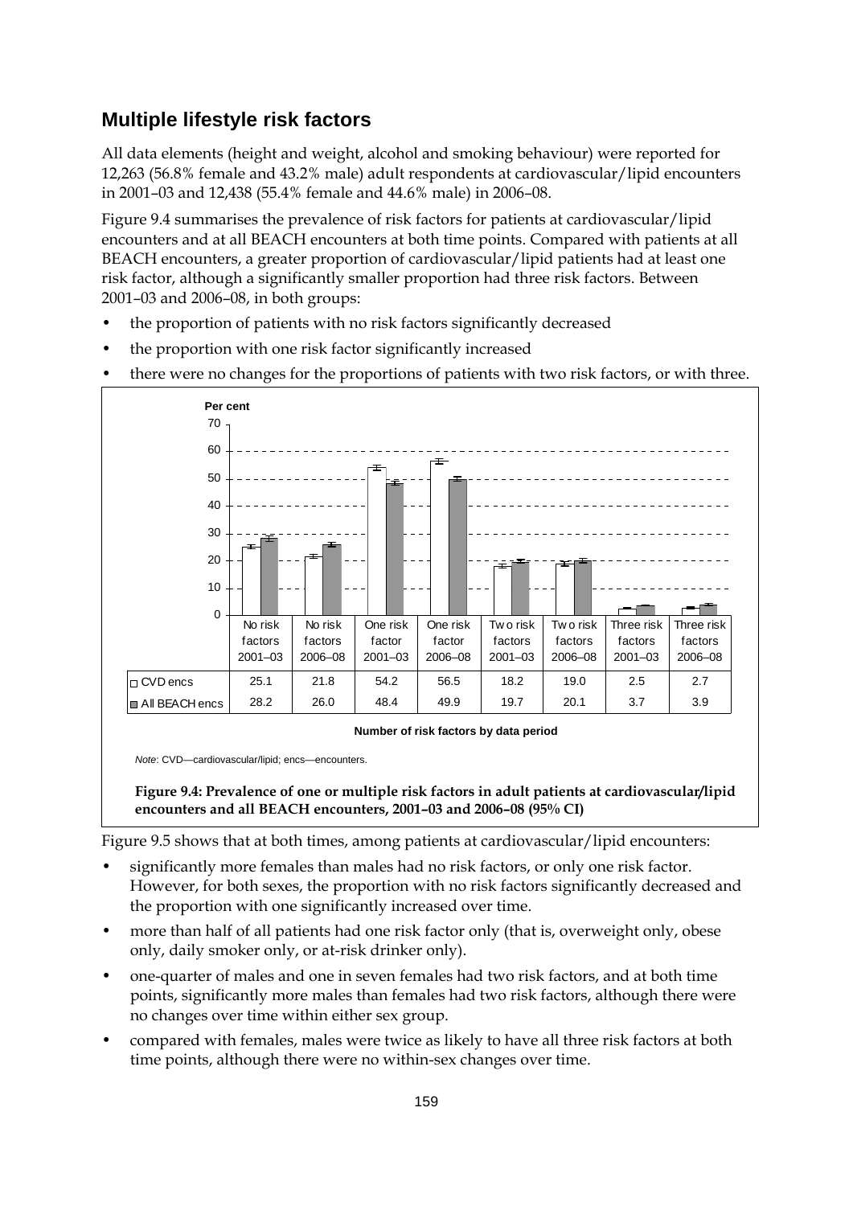## Multiple lifestyle risk factors

All data elements (height and weight, alcohol and smoking behaviour) were reported for 12,263 (56.8% female and 43.2% male) adult respondents at cardiovascular/lipid encounters in 2001–03 and 12,438 (55.4% female and 44.6% male) in 2006–08.

Figure 9.4 summarises the prevalence of risk factors for patients at cardiovascular/lipid encounters and at all BEACH encounters at both time points. Compared with patients at all BEACH encounters, a greater proportion of cardiovascular/lipid patients had at least one risk factor, although a significantly smaller proportion had three risk factors. Between 2001–03 and 2006–08, in both groups:

- the proportion of patients with no risk factors significantly decreased
- the proportion with one risk factor significantly increased
- there were no changes for the proportions of patients with two risk factors, or with three.

| | No risk factors 2001–03 | No risk factors 2006–08 | One risk factor 2001–03 | One risk factor 2006–08 | Two risk factors 2001–03 | Two risk factors 2006–08 | Three risk factors 2001–03 | Three risk factors 2006–08 |
|---|---|---|---|---|---|---|---|---|
| CVD encs | 25.1 | 21.8 | 54.2 | 56.5 | 18.2 | 19.0 | 2.5 | 2.7 |
| All BEACH encs | 28.2 | 26.0 | 48.4 | 49.9 | 19.7 | 20.1 | 3.7 | 3.9 |

Number of risk factors by data period

*Note*: CVD—cardiovascular/lipid; encs—encounters.

**Figure 9.4: Prevalence of one or multiple risk factors in adult patients at cardiovascular/lipid encounters and all BEACH encounters, 2001–03 and 2006–08 (95% CI)**

Figure 9.5 shows that at both times, among patients at cardiovascular/lipid encounters:

- significantly more females than males had no risk factors, or only one risk factor. However, for both sexes, the proportion with no risk factors significantly decreased and the proportion with one significantly increased over time.
- more than half of all patients had one risk factor only (that is, overweight only, obese only, daily smoker only, or at-risk drinker only).
- one-quarter of males and one in seven females had two risk factors, and at both time points, significantly more males than females had two risk factors, although there were no changes over time within either sex group.
- compared with females, males were twice as likely to have all three risk factors at both time points, although there were no within-sex changes over time.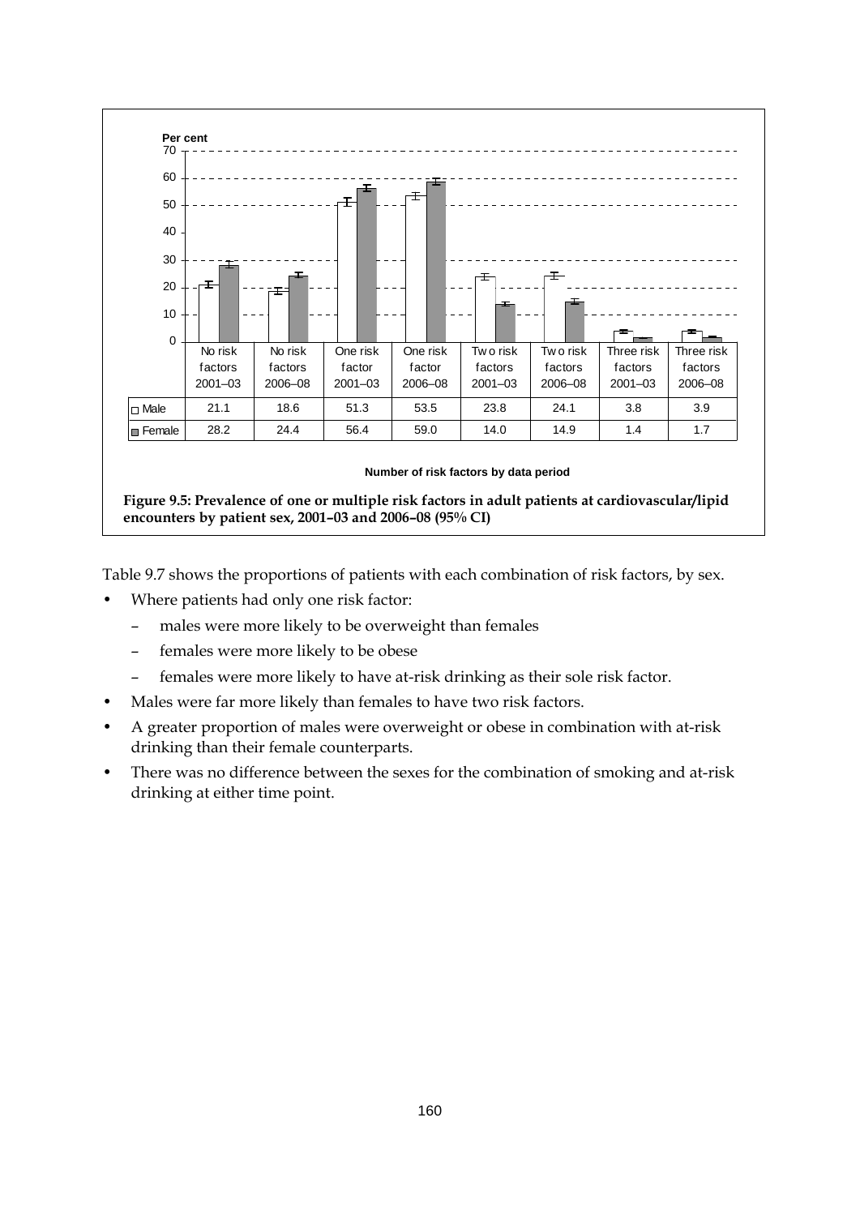| | No risk factors 2001–03 | No risk factors 2006–08 | One risk factor 2001–03 | One risk factor 2006–08 | Two risk factors 2001–03 | Two risk factors 2006–08 | Three risk factors 2001–03 | Three risk factors 2006–08 |
|---|---|---|---|---|---|---|---|---|
| Male | 21.1 | 18.6 | 51.3 | 53.5 | 23.8 | 24.1 | 3.8 | 3.9 |
| Female | 28.2 | 24.4 | 56.4 | 59.0 | 14.0 | 14.9 | 1.4 | 1.7 |

Number of risk factors by data period

**Figure 9.5: Prevalence of one or multiple risk factors in adult patients at cardiovascular/lipid encounters by patient sex, 2001–03 and 2006–08 (95% CI)**

Table 9.7 shows the proportions of patients with each combination of risk factors, by sex.

- Where patients had only one risk factor:
  - males were more likely to be overweight than females
  - females were more likely to be obese
  - females were more likely to have at-risk drinking as their sole risk factor.
- Males were far more likely than females to have two risk factors.
- A greater proportion of males were overweight or obese in combination with at-risk drinking than their female counterparts.
- There was no difference between the sexes for the combination of smoking and at-risk drinking at either time point.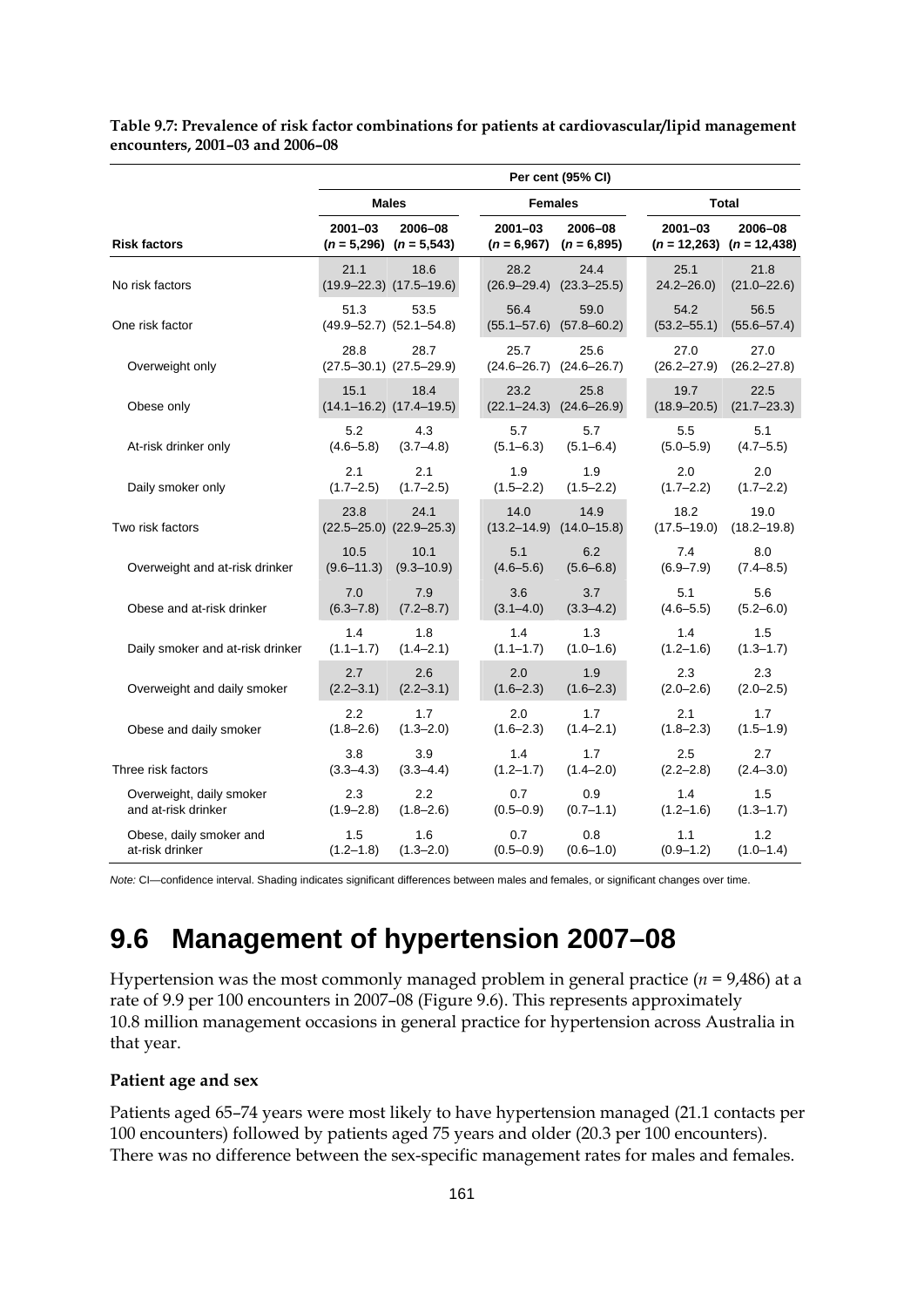**Table 9.7: Prevalence of risk factor combinations for patients at cardiovascular/lipid management encounters, 2001–03 and 2006–08**

| | Per cent (95% CI) | | | | | |
|---|---|---|---|---|---|---|
| | Males | | Females | | Total | |
| Risk factors | 2001–03 (*n* = 5,296) | 2006–08 (*n* = 5,543) | 2001–03 (*n* = 6,967) | 2006–08 (*n* = 6,895) | 2001–03 (*n* = 12,263) | 2006–08 (*n* = 12,438) |
| No risk factors | 21.1 (19.9–22.3) | 18.6 (17.5–19.6) | 28.2 (26.9–29.4) | 24.4 (23.3–25.5) | 25.1 24.2–26.0) | 21.8 (21.0–22.6) |
| One risk factor | 51.3 (49.9–52.7) | 53.5 (52.1–54.8) | 56.4 (55.1–57.6) | 59.0 (57.8–60.2) | 54.2 (53.2–55.1) | 56.5 (55.6–57.4) |
| Overweight only | 28.8 (27.5–30.1) | 28.7 (27.5–29.9) | 25.7 (24.6–26.7) | 25.6 (24.6–26.7) | 27.0 (26.2–27.9) | 27.0 (26.2–27.8) |
| Obese only | 15.1 (14.1–16.2) | 18.4 (17.4–19.5) | 23.2 (22.1–24.3) | 25.8 (24.6–26.9) | 19.7 (18.9–20.5) | 22.5 (21.7–23.3) |
| At-risk drinker only | 5.2 (4.6–5.8) | 4.3 (3.7–4.8) | 5.7 (5.1–6.3) | 5.7 (5.1–6.4) | 5.5 (5.0–5.9) | 5.1 (4.7–5.5) |
| Daily smoker only | 2.1 (1.7–2.5) | 2.1 (1.7–2.5) | 1.9 (1.5–2.2) | 1.9 (1.5–2.2) | 2.0 (1.7–2.2) | 2.0 (1.7–2.2) |
| Two risk factors | 23.8 (22.5–25.0) | 24.1 (22.9–25.3) | 14.0 (13.2–14.9) | 14.9 (14.0–15.8) | 18.2 (17.5–19.0) | 19.0 (18.2–19.8) |
| Overweight and at-risk drinker | 10.5 (9.6–11.3) | 10.1 (9.3–10.9) | 5.1 (4.6–5.6) | 6.2 (5.6–6.8) | 7.4 (6.9–7.9) | 8.0 (7.4–8.5) |
| Obese and at-risk drinker | 7.0 (6.3–7.8) | 7.9 (7.2–8.7) | 3.6 (3.1–4.0) | 3.7 (3.3–4.2) | 5.1 (4.6–5.5) | 5.6 (5.2–6.0) |
| Daily smoker and at-risk drinker | 1.4 (1.1–1.7) | 1.8 (1.4–2.1) | 1.4 (1.1–1.7) | 1.3 (1.0–1.6) | 1.4 (1.2–1.6) | 1.5 (1.3–1.7) |
| Overweight and daily smoker | 2.7 (2.2–3.1) | 2.6 (2.2–3.1) | 2.0 (1.6–2.3) | 1.9 (1.6–2.3) | 2.3 (2.0–2.6) | 2.3 (2.0–2.5) |
| Obese and daily smoker | 2.2 (1.8–2.6) | 1.7 (1.3–2.0) | 2.0 (1.6–2.3) | 1.7 (1.4–2.1) | 2.1 (1.8–2.3) | 1.7 (1.5–1.9) |
| Three risk factors | 3.8 (3.3–4.3) | 3.9 (3.3–4.4) | 1.4 (1.2–1.7) | 1.7 (1.4–2.0) | 2.5 (2.2–2.8) | 2.7 (2.4–3.0) |
| Overweight, daily smoker and at-risk drinker | 2.3 (1.9–2.8) | 2.2 (1.8–2.6) | 0.7 (0.5–0.9) | 0.9 (0.7–1.1) | 1.4 (1.2–1.6) | 1.5 (1.3–1.7) |
| Obese, daily smoker and at-risk drinker | 1.5 (1.2–1.8) | 1.6 (1.3–2.0) | 0.7 (0.5–0.9) | 0.8 (0.6–1.0) | 1.1 (0.9–1.2) | 1.2 (1.0–1.4) |

*Note:* CI—confidence interval. Shading indicates significant differences between males and females, or significant changes over time.

# 9.6 Management of hypertension 2007–08

Hypertension was the most commonly managed problem in general practice (*n* = 9,486) at a rate of 9.9 per 100 encounters in 2007–08 (Figure 9.6). This represents approximately 10.8 million management occasions in general practice for hypertension across Australia in that year.

### Patient age and sex

Patients aged 65–74 years were most likely to have hypertension managed (21.1 contacts per 100 encounters) followed by patients aged 75 years and older (20.3 per 100 encounters). There was no difference between the sex-specific management rates for males and females.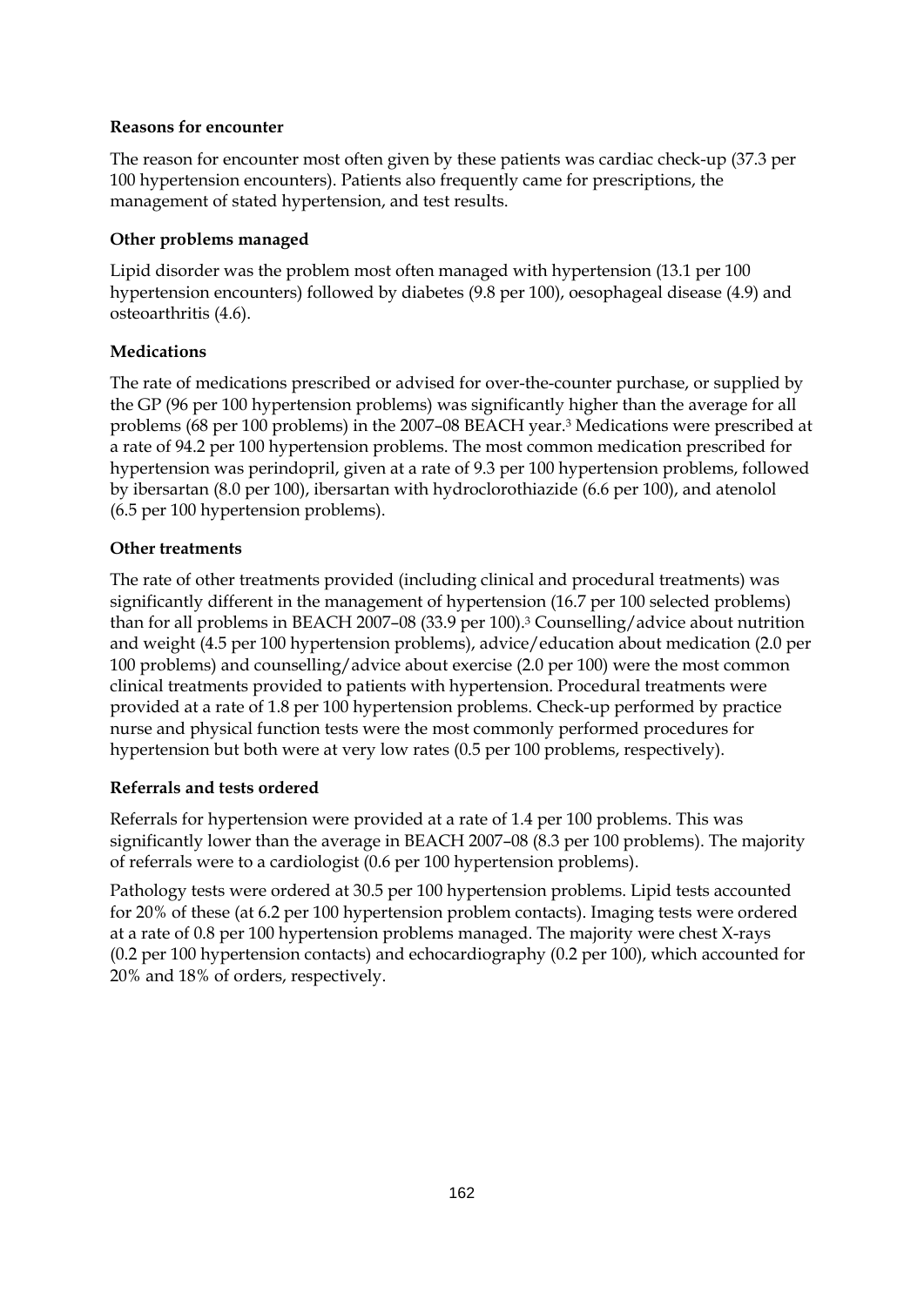**Reasons for encounter**

The reason for encounter most often given by these patients was cardiac check-up (37.3 per 100 hypertension encounters). Patients also frequently came for prescriptions, the management of stated hypertension, and test results.

**Other problems managed**

Lipid disorder was the problem most often managed with hypertension (13.1 per 100 hypertension encounters) followed by diabetes (9.8 per 100), oesophageal disease (4.9) and osteoarthritis (4.6).

**Medications**

The rate of medications prescribed or advised for over-the-counter purchase, or supplied by the GP (96 per 100 hypertension problems) was significantly higher than the average for all problems (68 per 100 problems) in the 2007–08 BEACH year.[3] Medications were prescribed at a rate of 94.2 per 100 hypertension problems. The most common medication prescribed for hypertension was perindopril, given at a rate of 9.3 per 100 hypertension problems, followed by ibersartan (8.0 per 100), ibersartan with hydroclorothiazide (6.6 per 100), and atenolol (6.5 per 100 hypertension problems).

**Other treatments**

The rate of other treatments provided (including clinical and procedural treatments) was significantly different in the management of hypertension (16.7 per 100 selected problems) than for all problems in BEACH 2007–08 (33.9 per 100).[3] Counselling/advice about nutrition and weight (4.5 per 100 hypertension problems), advice/education about medication (2.0 per 100 problems) and counselling/advice about exercise (2.0 per 100) were the most common clinical treatments provided to patients with hypertension. Procedural treatments were provided at a rate of 1.8 per 100 hypertension problems. Check-up performed by practice nurse and physical function tests were the most commonly performed procedures for hypertension but both were at very low rates (0.5 per 100 problems, respectively).

**Referrals and tests ordered**

Referrals for hypertension were provided at a rate of 1.4 per 100 problems. This was significantly lower than the average in BEACH 2007–08 (8.3 per 100 problems). The majority of referrals were to a cardiologist (0.6 per 100 hypertension problems).

Pathology tests were ordered at 30.5 per 100 hypertension problems. Lipid tests accounted for 20% of these (at 6.2 per 100 hypertension problem contacts). Imaging tests were ordered at a rate of 0.8 per 100 hypertension problems managed. The majority were chest X-rays (0.2 per 100 hypertension contacts) and echocardiography (0.2 per 100), which accounted for 20% and 18% of orders, respectively.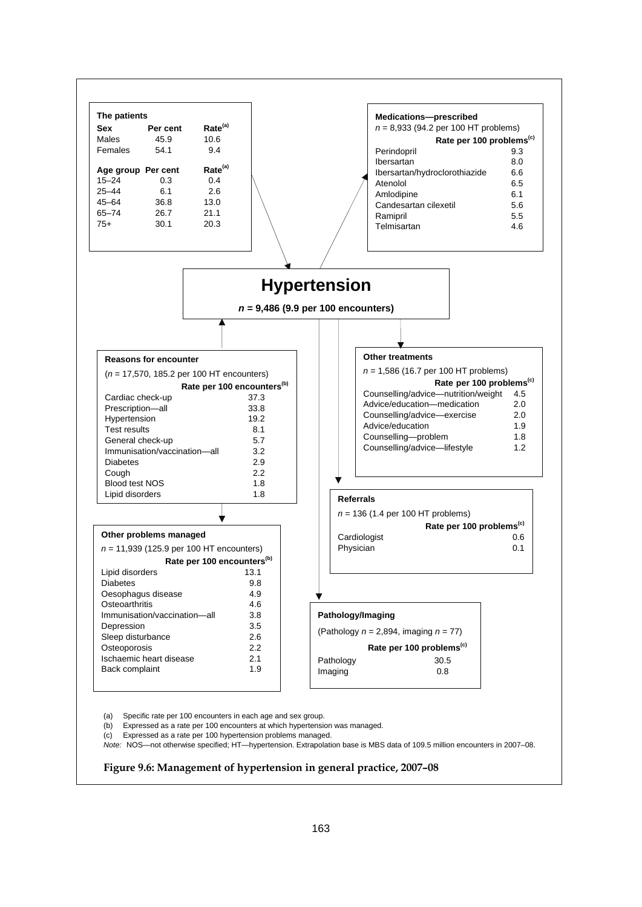### The patients

| Sex | Per cent | Rate[(a)] |
|---|---|---|
| Males | 45.9 | 10.6 |
| Females | 54.1 | 9.4 |

| Age group | Per cent | Rate[(a)] |
|---|---|---|
| 15–24 | 0.3 | 0.4 |
| 25–44 | 6.1 | 2.6 |
| 45–64 | 36.8 | 13.0 |
| 65–74 | 26.7 | 21.1 |
| 75+ | 30.1 | 20.3 |

### Medications—prescribed

$n$ = 8,933 (94.2 per 100 HT problems)

| | Rate per 100 problems[(c)] |
|---|---|
| Perindopril | 9.3 |
| Ibersartan | 8.0 |
| Ibersartan/hydroclorothiazide | 6.6 |
| Atenolol | 6.5 |
| Amlodipine | 6.1 |
| Candesartan cilexetil | 5.6 |
| Ramipril | 5.5 |
| Telmisartan | 4.6 |

## Hypertension

**$n$ = 9,486 (9.9 per 100 encounters)**

### Reasons for encounter

($n$ = 17,570, 185.2 per 100 HT encounters)

| | Rate per 100 encounters[(b)] |
|---|---|
| Cardiac check-up | 37.3 |
| Prescription—all | 33.8 |
| Hypertension | 19.2 |
| Test results | 8.1 |
| General check-up | 5.7 |
| Immunisation/vaccination—all | 3.2 |
| Diabetes | 2.9 |
| Cough | 2.2 |
| Blood test NOS | 1.8 |
| Lipid disorders | 1.8 |

### Other treatments

$n$ = 1,586 (16.7 per 100 HT problems)

| | Rate per 100 problems[(c)] |
|---|---|
| Counselling/advice—nutrition/weight | 4.5 |
| Advice/education—medication | 2.0 |
| Counselling/advice—exercise | 2.0 |
| Advice/education | 1.9 |
| Counselling—problem | 1.8 |
| Counselling/advice—lifestyle | 1.2 |

### Referrals

$n$ = 136 (1.4 per 100 HT problems)

| | Rate per 100 problems[(c)] |
|---|---|
| Cardiologist | 0.6 |
| Physician | 0.1 |

### Other problems managed

$n$ = 11,939 (125.9 per 100 HT encounters)

| | Rate per 100 encounters[(b)] |
|---|---|
| Lipid disorders | 13.1 |
| Diabetes | 9.8 |
| Oesophagus disease | 4.9 |
| Osteoarthritis | 4.6 |
| Immunisation/vaccination—all | 3.8 |
| Depression | 3.5 |
| Sleep disturbance | 2.6 |
| Osteoporosis | 2.2 |
| Ischaemic heart disease | 2.1 |
| Back complaint | 1.9 |

### Pathology/Imaging

(Pathology $n$ = 2,894, imaging $n$ = 77)

| | Rate per 100 problems[(c)] |
|---|---|
| Pathology | 30.5 |
| Imaging | 0.8 |

(a) Specific rate per 100 encounters in each age and sex group.
(b) Expressed as a rate per 100 encounters at which hypertension was managed.
(c) Expressed as a rate per 100 hypertension problems managed.
*Note:* NOS—not otherwise specified; HT—hypertension. Extrapolation base is MBS data of 109.5 million encounters in 2007–08.

**Figure 9.6: Management of hypertension in general practice, 2007–08**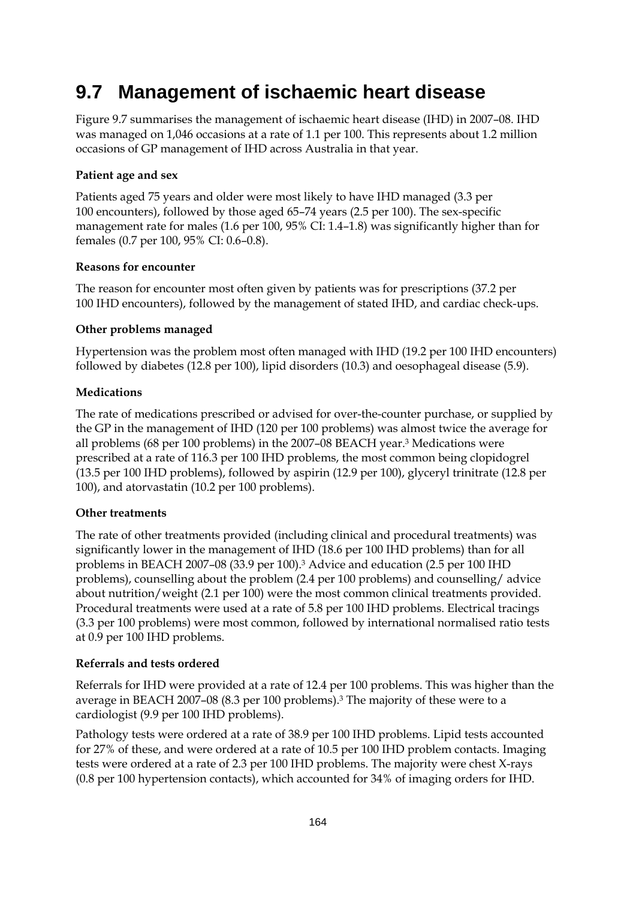## 9.7 Management of ischaemic heart disease

Figure 9.7 summarises the management of ischaemic heart disease (IHD) in 2007–08. IHD was managed on 1,046 occasions at a rate of 1.1 per 100. This represents about 1.2 million occasions of GP management of IHD across Australia in that year.

**Patient age and sex**

Patients aged 75 years and older were most likely to have IHD managed (3.3 per 100 encounters), followed by those aged 65–74 years (2.5 per 100). The sex-specific management rate for males (1.6 per 100, 95% CI: 1.4–1.8) was significantly higher than for females (0.7 per 100, 95% CI: 0.6–0.8).

**Reasons for encounter**

The reason for encounter most often given by patients was for prescriptions (37.2 per 100 IHD encounters), followed by the management of stated IHD, and cardiac check-ups.

**Other problems managed**

Hypertension was the problem most often managed with IHD (19.2 per 100 IHD encounters) followed by diabetes (12.8 per 100), lipid disorders (10.3) and oesophageal disease (5.9).

**Medications**

The rate of medications prescribed or advised for over-the-counter purchase, or supplied by the GP in the management of IHD (120 per 100 problems) was almost twice the average for all problems (68 per 100 problems) in the 2007–08 BEACH year.[3] Medications were prescribed at a rate of 116.3 per 100 IHD problems, the most common being clopidogrel (13.5 per 100 IHD problems), followed by aspirin (12.9 per 100), glyceryl trinitrate (12.8 per 100), and atorvastatin (10.2 per 100 problems).

**Other treatments**

The rate of other treatments provided (including clinical and procedural treatments) was significantly lower in the management of IHD (18.6 per 100 IHD problems) than for all problems in BEACH 2007–08 (33.9 per 100).[3] Advice and education (2.5 per 100 IHD problems), counselling about the problem (2.4 per 100 problems) and counselling/ advice about nutrition/weight (2.1 per 100) were the most common clinical treatments provided. Procedural treatments were used at a rate of 5.8 per 100 IHD problems. Electrical tracings (3.3 per 100 problems) were most common, followed by international normalised ratio tests at 0.9 per 100 IHD problems.

**Referrals and tests ordered**

Referrals for IHD were provided at a rate of 12.4 per 100 problems. This was higher than the average in BEACH 2007–08 (8.3 per 100 problems).[3] The majority of these were to a cardiologist (9.9 per 100 IHD problems).

Pathology tests were ordered at a rate of 38.9 per 100 IHD problems. Lipid tests accounted for 27% of these, and were ordered at a rate of 10.5 per 100 IHD problem contacts. Imaging tests were ordered at a rate of 2.3 per 100 IHD problems. The majority were chest X-rays (0.8 per 100 hypertension contacts), which accounted for 34% of imaging orders for IHD.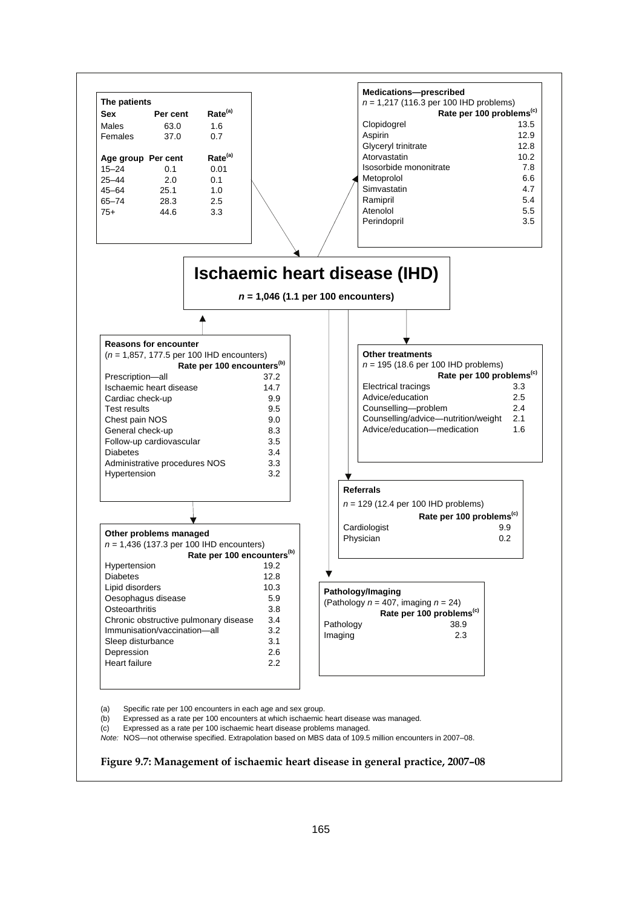**The patients**

| Sex | Per cent | Rate[(a)] |
|---|---|---|
| Males | 63.0 | 1.6 |
| Females | 37.0 | 0.7 |

| Age group | Per cent | Rate[(a)] |
|---|---|---|
| 15–24 | 0.1 | 0.01 |
| 25–44 | 2.0 | 0.1 |
| 45–64 | 25.1 | 1.0 |
| 65–74 | 28.3 | 2.5 |
| 75+ | 44.6 | 3.3 |

**Medications—prescribed**
$n$ = 1,217 (116.3 per 100 IHD problems)

| | Rate per 100 problems[(c)] |
|---|---|
| Clopidogrel | 13.5 |
| Aspirin | 12.9 |
| Glyceryl trinitrate | 12.8 |
| Atorvastatin | 10.2 |
| Isosorbide mononitrate | 7.8 |
| Metoprolol | 6.6 |
| Simvastatin | 4.7 |
| Ramipril | 5.4 |
| Atenolol | 5.5 |
| Perindopril | 3.5 |

## Ischaemic heart disease (IHD)

***n* = 1,046 (1.1 per 100 encounters)**

**Reasons for encounter**
($n$ = 1,857, 177.5 per 100 IHD encounters)

| | Rate per 100 encounters[(b)] |
|---|---|
| Prescription—all | 37.2 |
| Ischaemic heart disease | 14.7 |
| Cardiac check-up | 9.9 |
| Test results | 9.5 |
| Chest pain NOS | 9.0 |
| General check-up | 8.3 |
| Follow-up cardiovascular | 3.5 |
| Diabetes | 3.4 |
| Administrative procedures NOS | 3.3 |
| Hypertension | 3.2 |

**Other treatments**
$n$ = 195 (18.6 per 100 IHD problems)

| | Rate per 100 problems[(c)] |
|---|---|
| Electrical tracings | 3.3 |
| Advice/education | 2.5 |
| Counselling—problem | 2.4 |
| Counselling/advice—nutrition/weight | 2.1 |
| Advice/education—medication | 1.6 |

**Referrals**
$n$ = 129 (12.4 per 100 IHD problems)

| | Rate per 100 problems[(c)] |
|---|---|
| Cardiologist | 9.9 |
| Physician | 0.2 |

**Other problems managed**
$n$ = 1,436 (137.3 per 100 IHD encounters)

| | Rate per 100 encounters[(b)] |
|---|---|
| Hypertension | 19.2 |
| Diabetes | 12.8 |
| Lipid disorders | 10.3 |
| Oesophagus disease | 5.9 |
| Osteoarthritis | 3.8 |
| Chronic obstructive pulmonary disease | 3.4 |
| Immunisation/vaccination—all | 3.2 |
| Sleep disturbance | 3.1 |
| Depression | 2.6 |
| Heart failure | 2.2 |

**Pathology/Imaging**
(Pathology $n$ = 407, imaging $n$ = 24)

| | Rate per 100 problems[(c)] |
|---|---|
| Pathology | 38.9 |
| Imaging | 2.3 |

(a) Specific rate per 100 encounters in each age and sex group.
(b) Expressed as a rate per 100 encounters at which ischaemic heart disease was managed.
(c) Expressed as a rate per 100 ischaemic heart disease problems managed.
*Note:* NOS—not otherwise specified. Extrapolation based on MBS data of 109.5 million encounters in 2007–08.

**Figure 9.7: Management of ischaemic heart disease in general practice, 2007–08**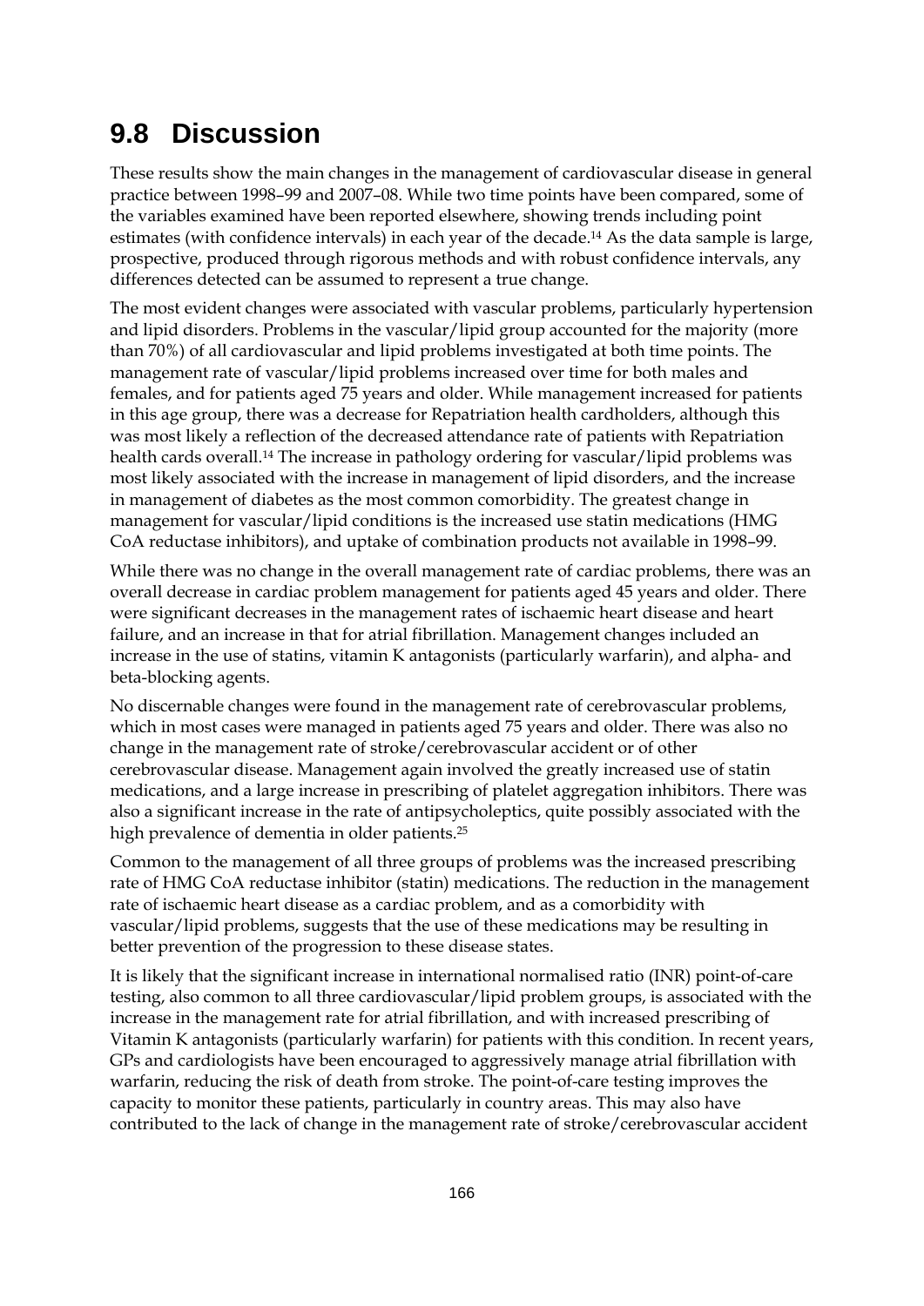## 9.8 Discussion

These results show the main changes in the management of cardiovascular disease in general practice between 1998–99 and 2007–08. While two time points have been compared, some of the variables examined have been reported elsewhere, showing trends including point estimates (with confidence intervals) in each year of the decade.[14] As the data sample is large, prospective, produced through rigorous methods and with robust confidence intervals, any differences detected can be assumed to represent a true change.

The most evident changes were associated with vascular problems, particularly hypertension and lipid disorders. Problems in the vascular/lipid group accounted for the majority (more than 70%) of all cardiovascular and lipid problems investigated at both time points. The management rate of vascular/lipid problems increased over time for both males and females, and for patients aged 75 years and older. While management increased for patients in this age group, there was a decrease for Repatriation health cardholders, although this was most likely a reflection of the decreased attendance rate of patients with Repatriation health cards overall.[14] The increase in pathology ordering for vascular/lipid problems was most likely associated with the increase in management of lipid disorders, and the increase in management of diabetes as the most common comorbidity. The greatest change in management for vascular/lipid conditions is the increased use statin medications (HMG CoA reductase inhibitors), and uptake of combination products not available in 1998–99.

While there was no change in the overall management rate of cardiac problems, there was an overall decrease in cardiac problem management for patients aged 45 years and older. There were significant decreases in the management rates of ischaemic heart disease and heart failure, and an increase in that for atrial fibrillation. Management changes included an increase in the use of statins, vitamin K antagonists (particularly warfarin), and alpha- and beta-blocking agents.

No discernable changes were found in the management rate of cerebrovascular problems, which in most cases were managed in patients aged 75 years and older. There was also no change in the management rate of stroke/cerebrovascular accident or of other cerebrovascular disease. Management again involved the greatly increased use of statin medications, and a large increase in prescribing of platelet aggregation inhibitors. There was also a significant increase in the rate of antipsycholeptics, quite possibly associated with the high prevalence of dementia in older patients.[25]

Common to the management of all three groups of problems was the increased prescribing rate of HMG CoA reductase inhibitor (statin) medications. The reduction in the management rate of ischaemic heart disease as a cardiac problem, and as a comorbidity with vascular/lipid problems, suggests that the use of these medications may be resulting in better prevention of the progression to these disease states.

It is likely that the significant increase in international normalised ratio (INR) point-of-care testing, also common to all three cardiovascular/lipid problem groups, is associated with the increase in the management rate for atrial fibrillation, and with increased prescribing of Vitamin K antagonists (particularly warfarin) for patients with this condition. In recent years, GPs and cardiologists have been encouraged to aggressively manage atrial fibrillation with warfarin, reducing the risk of death from stroke. The point-of-care testing improves the capacity to monitor these patients, particularly in country areas. This may also have contributed to the lack of change in the management rate of stroke/cerebrovascular accident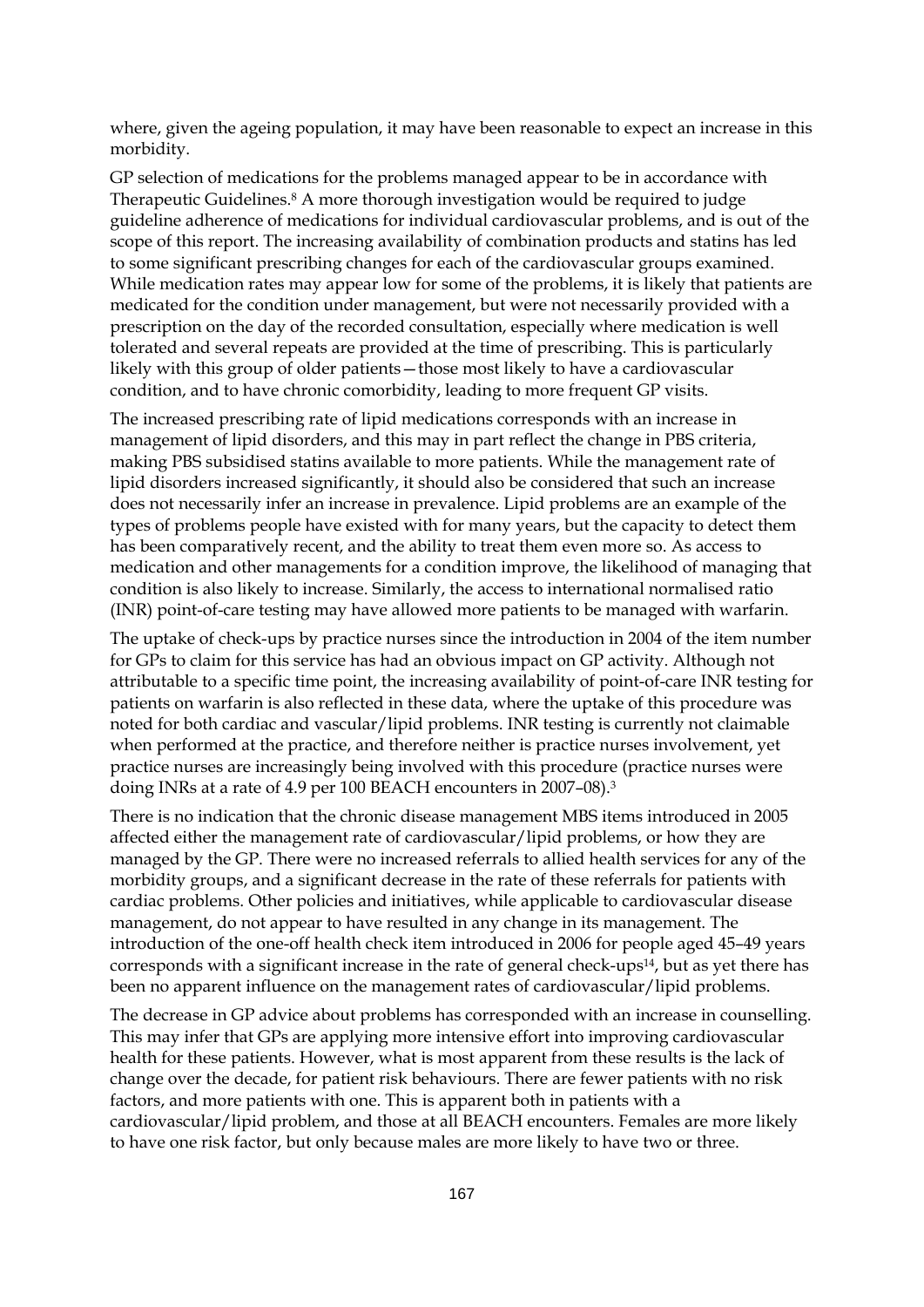where, given the ageing population, it may have been reasonable to expect an increase in this morbidity.

GP selection of medications for the problems managed appear to be in accordance with Therapeutic Guidelines.[8] A more thorough investigation would be required to judge guideline adherence of medications for individual cardiovascular problems, and is out of the scope of this report. The increasing availability of combination products and statins has led to some significant prescribing changes for each of the cardiovascular groups examined. While medication rates may appear low for some of the problems, it is likely that patients are medicated for the condition under management, but were not necessarily provided with a prescription on the day of the recorded consultation, especially where medication is well tolerated and several repeats are provided at the time of prescribing. This is particularly likely with this group of older patients—those most likely to have a cardiovascular condition, and to have chronic comorbidity, leading to more frequent GP visits.

The increased prescribing rate of lipid medications corresponds with an increase in management of lipid disorders, and this may in part reflect the change in PBS criteria, making PBS subsidised statins available to more patients. While the management rate of lipid disorders increased significantly, it should also be considered that such an increase does not necessarily infer an increase in prevalence. Lipid problems are an example of the types of problems people have existed with for many years, but the capacity to detect them has been comparatively recent, and the ability to treat them even more so. As access to medication and other managements for a condition improve, the likelihood of managing that condition is also likely to increase. Similarly, the access to international normalised ratio (INR) point-of-care testing may have allowed more patients to be managed with warfarin.

The uptake of check-ups by practice nurses since the introduction in 2004 of the item number for GPs to claim for this service has had an obvious impact on GP activity. Although not attributable to a specific time point, the increasing availability of point-of-care INR testing for patients on warfarin is also reflected in these data, where the uptake of this procedure was noted for both cardiac and vascular/lipid problems. INR testing is currently not claimable when performed at the practice, and therefore neither is practice nurses involvement, yet practice nurses are increasingly being involved with this procedure (practice nurses were doing INRs at a rate of 4.9 per 100 BEACH encounters in 2007–08).[3]

There is no indication that the chronic disease management MBS items introduced in 2005 affected either the management rate of cardiovascular/lipid problems, or how they are managed by the GP. There were no increased referrals to allied health services for any of the morbidity groups, and a significant decrease in the rate of these referrals for patients with cardiac problems. Other policies and initiatives, while applicable to cardiovascular disease management, do not appear to have resulted in any change in its management. The introduction of the one-off health check item introduced in 2006 for people aged 45–49 years corresponds with a significant increase in the rate of general check-ups[14], but as yet there has been no apparent influence on the management rates of cardiovascular/lipid problems.

The decrease in GP advice about problems has corresponded with an increase in counselling. This may infer that GPs are applying more intensive effort into improving cardiovascular health for these patients. However, what is most apparent from these results is the lack of change over the decade, for patient risk behaviours. There are fewer patients with no risk factors, and more patients with one. This is apparent both in patients with a cardiovascular/lipid problem, and those at all BEACH encounters. Females are more likely to have one risk factor, but only because males are more likely to have two or three.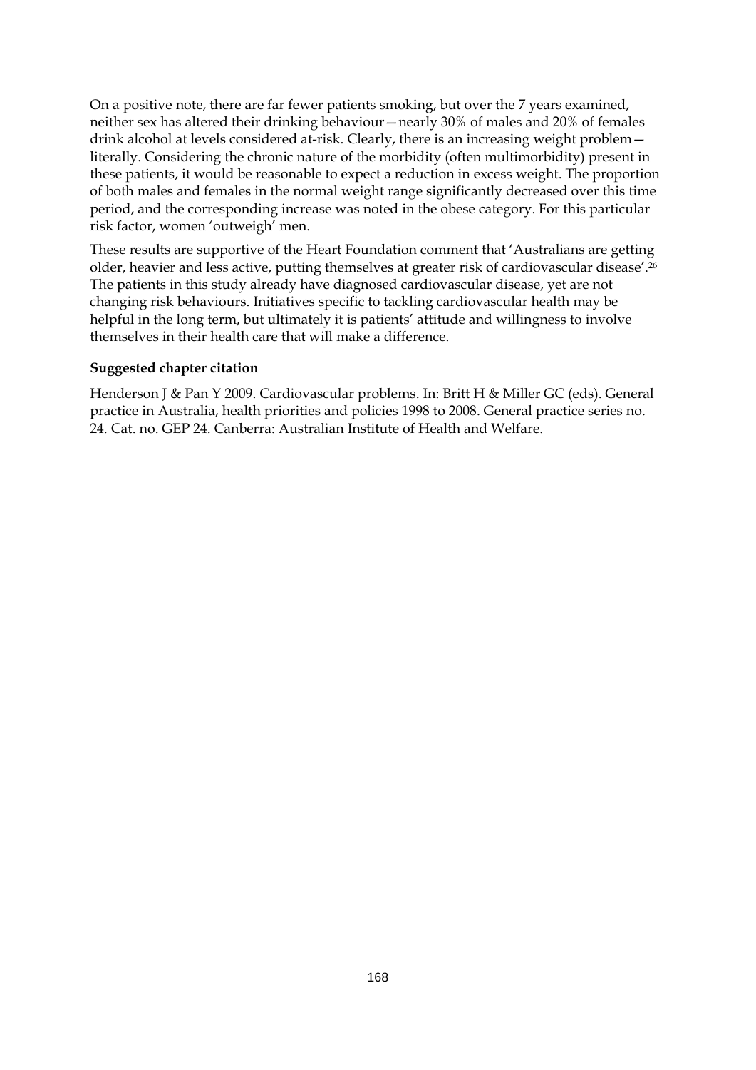On a positive note, there are far fewer patients smoking, but over the 7 years examined, neither sex has altered their drinking behaviour—nearly 30% of males and 20% of females drink alcohol at levels considered at-risk. Clearly, there is an increasing weight problem—literally. Considering the chronic nature of the morbidity (often multimorbidity) present in these patients, it would be reasonable to expect a reduction in excess weight. The proportion of both males and females in the normal weight range significantly decreased over this time period, and the corresponding increase was noted in the obese category. For this particular risk factor, women 'outweigh' men.

These results are supportive of the Heart Foundation comment that 'Australians are getting older, heavier and less active, putting themselves at greater risk of cardiovascular disease'.[26] The patients in this study already have diagnosed cardiovascular disease, yet are not changing risk behaviours. Initiatives specific to tackling cardiovascular health may be helpful in the long term, but ultimately it is patients' attitude and willingness to involve themselves in their health care that will make a difference.

**Suggested chapter citation**

Henderson J & Pan Y 2009. Cardiovascular problems. In: Britt H & Miller GC (eds). General practice in Australia, health priorities and policies 1998 to 2008. General practice series no. 24. Cat. no. GEP 24. Canberra: Australian Institute of Health and Welfare.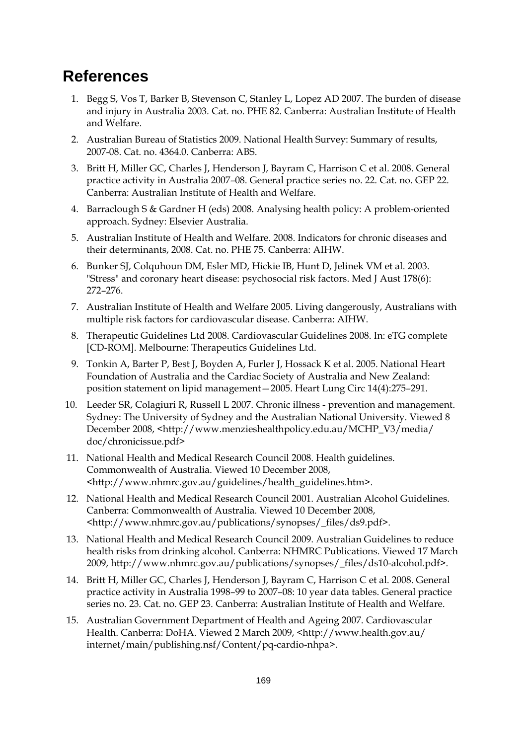# References

1. Begg S, Vos T, Barker B, Stevenson C, Stanley L, Lopez AD 2007. The burden of disease and injury in Australia 2003. Cat. no. PHE 82. Canberra: Australian Institute of Health and Welfare.
2. Australian Bureau of Statistics 2009. National Health Survey: Summary of results, 2007-08. Cat. no. 4364.0. Canberra: ABS.
3. Britt H, Miller GC, Charles J, Henderson J, Bayram C, Harrison C et al. 2008. General practice activity in Australia 2007–08. General practice series no. 22. Cat. no. GEP 22. Canberra: Australian Institute of Health and Welfare.
4. Barraclough S & Gardner H (eds) 2008. Analysing health policy: A problem-oriented approach. Sydney: Elsevier Australia.
5. Australian Institute of Health and Welfare. 2008. Indicators for chronic diseases and their determinants, 2008. Cat. no. PHE 75. Canberra: AIHW.
6. Bunker SJ, Colquhoun DM, Esler MD, Hickie IB, Hunt D, Jelinek VM et al. 2003. "Stress" and coronary heart disease: psychosocial risk factors. Med J Aust 178(6): 272–276.
7. Australian Institute of Health and Welfare 2005. Living dangerously, Australians with multiple risk factors for cardiovascular disease. Canberra: AIHW.
8. Therapeutic Guidelines Ltd 2008. Cardiovascular Guidelines 2008. In: eTG complete [CD-ROM]. Melbourne: Therapeutics Guidelines Ltd.
9. Tonkin A, Barter P, Best J, Boyden A, Furler J, Hossack K et al. 2005. National Heart Foundation of Australia and the Cardiac Society of Australia and New Zealand: position statement on lipid management—2005. Heart Lung Circ 14(4):275–291.
10. Leeder SR, Colagiuri R, Russell L 2007. Chronic illness - prevention and management. Sydney: The University of Sydney and the Australian National University. Viewed 8 December 2008, <http://www.menzieshealthpolicy.edu.au/MCHP_V3/media/doc/chronicissue.pdf>
11. National Health and Medical Research Council 2008. Health guidelines. Commonwealth of Australia. Viewed 10 December 2008, <http://www.nhmrc.gov.au/guidelines/health_guidelines.htm>.
12. National Health and Medical Research Council 2001. Australian Alcohol Guidelines. Canberra: Commonwealth of Australia. Viewed 10 December 2008, <http://www.nhmrc.gov.au/publications/synopses/_files/ds9.pdf>.
13. National Health and Medical Research Council 2009. Australian Guidelines to reduce health risks from drinking alcohol. Canberra: NHMRC Publications. Viewed 17 March 2009, http://www.nhmrc.gov.au/publications/synopses/_files/ds10-alcohol.pdf>.
14. Britt H, Miller GC, Charles J, Henderson J, Bayram C, Harrison C et al. 2008. General practice activity in Australia 1998–99 to 2007–08: 10 year data tables. General practice series no. 23. Cat. no. GEP 23. Canberra: Australian Institute of Health and Welfare.
15. Australian Government Department of Health and Ageing 2007. Cardiovascular Health. Canberra: DoHA. Viewed 2 March 2009, <http://www.health.gov.au/internet/main/publishing.nsf/Content/pq-cardio-nhpa>.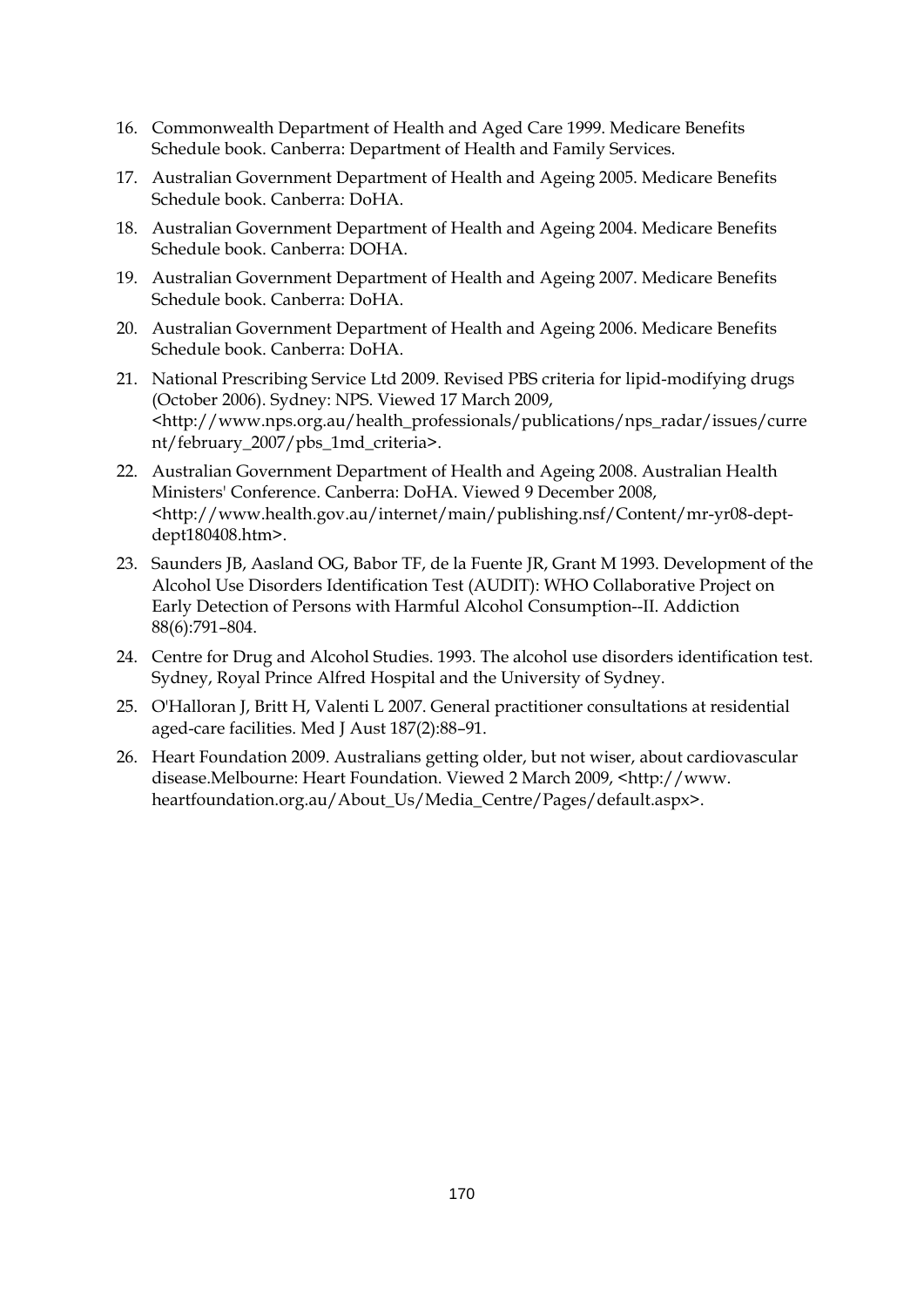16. Commonwealth Department of Health and Aged Care 1999. Medicare Benefits Schedule book. Canberra: Department of Health and Family Services.
17. Australian Government Department of Health and Ageing 2005. Medicare Benefits Schedule book. Canberra: DoHA.
18. Australian Government Department of Health and Ageing 2004. Medicare Benefits Schedule book. Canberra: DOHA.
19. Australian Government Department of Health and Ageing 2007. Medicare Benefits Schedule book. Canberra: DoHA.
20. Australian Government Department of Health and Ageing 2006. Medicare Benefits Schedule book. Canberra: DoHA.
21. National Prescribing Service Ltd 2009. Revised PBS criteria for lipid-modifying drugs (October 2006). Sydney: NPS. Viewed 17 March 2009, <http://www.nps.org.au/health_professionals/publications/nps_radar/issues/current/february_2007/pbs_1md_criteria>.
22. Australian Government Department of Health and Ageing 2008. Australian Health Ministers' Conference. Canberra: DoHA. Viewed 9 December 2008, <http://www.health.gov.au/internet/main/publishing.nsf/Content/mr-yr08-dept-dept180408.htm>.
23. Saunders JB, Aasland OG, Babor TF, de la Fuente JR, Grant M 1993. Development of the Alcohol Use Disorders Identification Test (AUDIT): WHO Collaborative Project on Early Detection of Persons with Harmful Alcohol Consumption--II. Addiction 88(6):791–804.
24. Centre for Drug and Alcohol Studies. 1993. The alcohol use disorders identification test. Sydney, Royal Prince Alfred Hospital and the University of Sydney.
25. O'Halloran J, Britt H, Valenti L 2007. General practitioner consultations at residential aged-care facilities. Med J Aust 187(2):88–91.
26. Heart Foundation 2009. Australians getting older, but not wiser, about cardiovascular disease.Melbourne: Heart Foundation. Viewed 2 March 2009, <http://www.heartfoundation.org.au/About_Us/Media_Centre/Pages/default.aspx>.